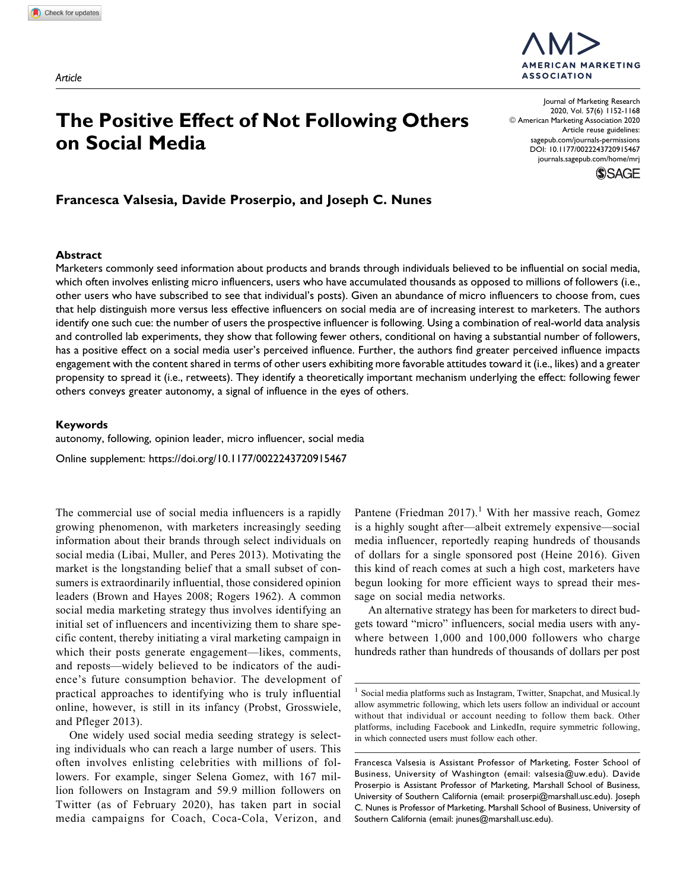*Article*

# The Positive Effect of Not Following Others on Social Media

**Francesca Valsesia, Davide Proserpio, and Joseph C. Nunes**

## Abstract

Marketers commonly seed information about products and brands through individuals believed to be influential on social media, which often involves enlisting micro influencers, users who have accumulated thousands as opposed to millions of followers (i.e., other users who have subscribed to see that individual's posts). Given an abundance of micro influencers to choose from, cues that help distinguish more versus less effective influencers on social media are of increasing interest to marketers. The authors identify one such cue: the number of users the prospective influencer is following. Using a combination of real-world data analysis and controlled lab experiments, they show that following fewer others, conditional on having a substantial number of followers, has a positive effect on a social media user's perceived influence. Further, the authors find greater perceived influence impacts engagement with the content shared in terms of other users exhibiting more favorable attitudes toward it (i.e., likes) and a greater propensity to spread it (i.e., retweets). They identify a theoretically important mechanism underlying the effect: following fewer others conveys greater autonomy, a signal of influence in the eyes of others.

## Keywords

autonomy, following, opinion leader, micro influencer, social media

Online supplement: https://doi.org/10.1177/0022243720915467

The commercial use of social media influencers is a rapidly growing phenomenon, with marketers increasingly seeding information about their brands through select individuals on social media (Libai, Muller, and Peres 2013). Motivating the market is the longstanding belief that a small subset of consumers is extraordinarily influential, those considered opinion leaders (Brown and Hayes 2008; Rogers 1962). A common social media marketing strategy thus involves identifying an initial set of influencers and incentivizing them to share specific content, thereby initiating a viral marketing campaign in which their posts generate engagement—likes, comments, and reposts—widely believed to be indicators of the audience's future consumption behavior. The development of practical approaches to identifying who is truly influential online, however, is still in its infancy (Probst, Grosswiele, and Pfleger 2013).

One widely used social media seeding strategy is selecting individuals who can reach a large number of users. This often involves enlisting celebrities with millions of followers. For example, singer Selena Gomez, with 167 million followers on Instagram and 59.9 million followers on Twitter (as of February 2020), has taken part in social media campaigns for Coach, Coca-Cola, Verizon, and Pantene (Friedman 2017).[1] With her massive reach, Gomez is a highly sought after—albeit extremely expensive—social media influencer, reportedly reaping hundreds of thousands of dollars for a single sponsored post (Heine 2016). Given this kind of reach comes at such a high cost, marketers have begun looking for more efficient ways to spread their message on social media networks.

An alternative strategy has been for marketers to direct budgets toward "micro" influencers, social media users with anywhere between 1,000 and 100,000 followers who charge hundreds rather than hundreds of thousands of dollars per post

[1] Social media platforms such as Instagram, Twitter, Snapchat, and Musical.ly allow asymmetric following, which lets users follow an individual or account without that individual or account needing to follow them back. Other platforms, including Facebook and LinkedIn, require symmetric following, in which connected users must follow each other.

Francesca Valsesia is Assistant Professor of Marketing, Foster School of Business, University of Washington (email: valsesia@uw.edu). Davide Proserpio is Assistant Professor of Marketing, Marshall School of Business, University of Southern California (email: proserpi@marshall.usc.edu). Joseph C. Nunes is Professor of Marketing, Marshall School of Business, University of Southern California (email: jnunes@marshall.usc.edu).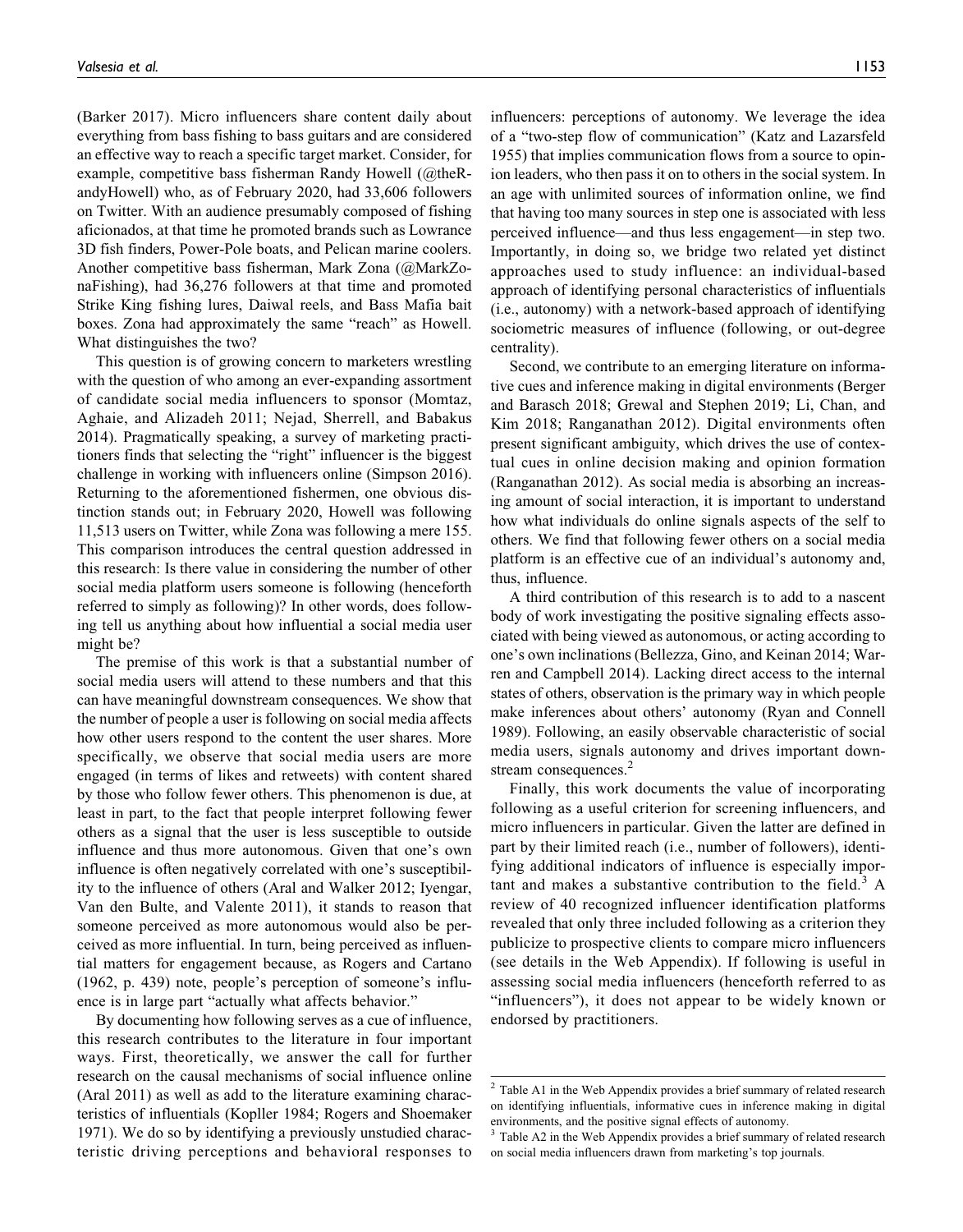(Barker 2017). Micro influencers share content daily about everything from bass fishing to bass guitars and are considered an effective way to reach a specific target market. Consider, for example, competitive bass fisherman Randy Howell (@theRandyHowell) who, as of February 2020, had 33,606 followers on Twitter. With an audience presumably composed of fishing aficionados, at that time he promoted brands such as Lowrance 3D fish finders, Power-Pole boats, and Pelican marine coolers. Another competitive bass fisherman, Mark Zona (@MarkZonaFishing), had 36,276 followers at that time and promoted Strike King fishing lures, Daiwal reels, and Bass Mafia bait boxes. Zona had approximately the same "reach" as Howell. What distinguishes the two?

This question is of growing concern to marketers wrestling with the question of who among an ever-expanding assortment of candidate social media influencers to sponsor (Momtaz, Aghaie, and Alizadeh 2011; Nejad, Sherrell, and Babakus 2014). Pragmatically speaking, a survey of marketing practitioners finds that selecting the "right" influencer is the biggest challenge in working with influencers online (Simpson 2016). Returning to the aforementioned fishermen, one obvious distinction stands out; in February 2020, Howell was following 11,513 users on Twitter, while Zona was following a mere 155. This comparison introduces the central question addressed in this research: Is there value in considering the number of other social media platform users someone is following (henceforth referred to simply as following)? In other words, does following tell us anything about how influential a social media user might be?

The premise of this work is that a substantial number of social media users will attend to these numbers and that this can have meaningful downstream consequences. We show that the number of people a user is following on social media affects how other users respond to the content the user shares. More specifically, we observe that social media users are more engaged (in terms of likes and retweets) with content shared by those who follow fewer others. This phenomenon is due, at least in part, to the fact that people interpret following fewer others as a signal that the user is less susceptible to outside influence and thus more autonomous. Given that one's own influence is often negatively correlated with one's susceptibility to the influence of others (Aral and Walker 2012; Iyengar, Van den Bulte, and Valente 2011), it stands to reason that someone perceived as more autonomous would also be perceived as more influential. In turn, being perceived as influential matters for engagement because, as Rogers and Cartano (1962, p. 439) note, people's perception of someone's influence is in large part "actually what affects behavior."

By documenting how following serves as a cue of influence, this research contributes to the literature in four important ways. First, theoretically, we answer the call for further research on the causal mechanisms of social influence online (Aral 2011) as well as add to the literature examining characteristics of influentials (Kopller 1984; Rogers and Shoemaker 1971). We do so by identifying a previously unstudied characteristic driving perceptions and behavioral responses to influencers: perceptions of autonomy. We leverage the idea of a "two-step flow of communication" (Katz and Lazarsfeld 1955) that implies communication flows from a source to opinion leaders, who then pass it on to others in the social system. In an age with unlimited sources of information online, we find that having too many sources in step one is associated with less perceived influence—and thus less engagement—in step two. Importantly, in doing so, we bridge two related yet distinct approaches used to study influence: an individual-based approach of identifying personal characteristics of influentials (i.e., autonomy) with a network-based approach of identifying sociometric measures of influence (following, or out-degree centrality).

Second, we contribute to an emerging literature on informative cues and inference making in digital environments (Berger and Barasch 2018; Grewal and Stephen 2019; Li, Chan, and Kim 2018; Ranganathan 2012). Digital environments often present significant ambiguity, which drives the use of contextual cues in online decision making and opinion formation (Ranganathan 2012). As social media is absorbing an increasing amount of social interaction, it is important to understand how what individuals do online signals aspects of the self to others. We find that following fewer others on a social media platform is an effective cue of an individual's autonomy and, thus, influence.

A third contribution of this research is to add to a nascent body of work investigating the positive signaling effects associated with being viewed as autonomous, or acting according to one's own inclinations (Bellezza, Gino, and Keinan 2014; Warren and Campbell 2014). Lacking direct access to the internal states of others, observation is the primary way in which people make inferences about others' autonomy (Ryan and Connell 1989). Following, an easily observable characteristic of social media users, signals autonomy and drives important downstream consequences.[2]

Finally, this work documents the value of incorporating following as a useful criterion for screening influencers, and micro influencers in particular. Given the latter are defined in part by their limited reach (i.e., number of followers), identifying additional indicators of influence is especially important and makes a substantive contribution to the field.[3] A review of 40 recognized influencer identification platforms revealed that only three included following as a criterion they publicize to prospective clients to compare micro influencers (see details in the Web Appendix). If following is useful in assessing social media influencers (henceforth referred to as "influencers"), it does not appear to be widely known or endorsed by practitioners.

---

[2] Table A1 in the Web Appendix provides a brief summary of related research on identifying influentials, informative cues in inference making in digital environments, and the positive signal effects of autonomy.

[3] Table A2 in the Web Appendix provides a brief summary of related research on social media influencers drawn from marketing's top journals.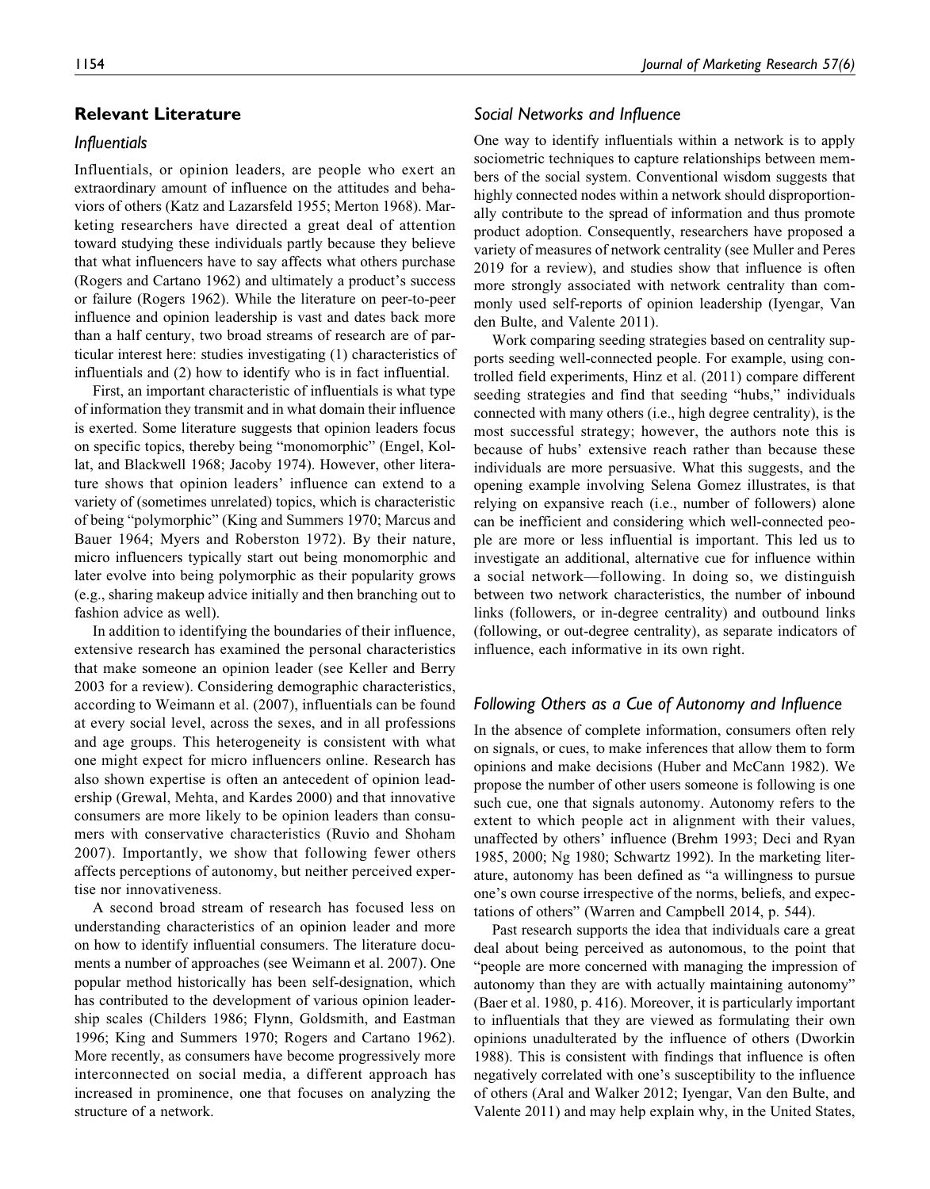## Relevant Literature

### Influentials

Influentials, or opinion leaders, are people who exert an extraordinary amount of influence on the attitudes and behaviors of others (Katz and Lazarsfeld 1955; Merton 1968). Marketing researchers have directed a great deal of attention toward studying these individuals partly because they believe that what influencers have to say affects what others purchase (Rogers and Cartano 1962) and ultimately a product's success or failure (Rogers 1962). While the literature on peer-to-peer influence and opinion leadership is vast and dates back more than a half century, two broad streams of research are of particular interest here: studies investigating (1) characteristics of influentials and (2) how to identify who is in fact influential.

First, an important characteristic of influentials is what type of information they transmit and in what domain their influence is exerted. Some literature suggests that opinion leaders focus on specific topics, thereby being "monomorphic" (Engel, Kollat, and Blackwell 1968; Jacoby 1974). However, other literature shows that opinion leaders' influence can extend to a variety of (sometimes unrelated) topics, which is characteristic of being "polymorphic" (King and Summers 1970; Marcus and Bauer 1964; Myers and Roberston 1972). By their nature, micro influencers typically start out being monomorphic and later evolve into being polymorphic as their popularity grows (e.g., sharing makeup advice initially and then branching out to fashion advice as well).

In addition to identifying the boundaries of their influence, extensive research has examined the personal characteristics that make someone an opinion leader (see Keller and Berry 2003 for a review). Considering demographic characteristics, according to Weimann et al. (2007), influentials can be found at every social level, across the sexes, and in all professions and age groups. This heterogeneity is consistent with what one might expect for micro influencers online. Research has also shown expertise is often an antecedent of opinion leadership (Grewal, Mehta, and Kardes 2000) and that innovative consumers are more likely to be opinion leaders than consumers with conservative characteristics (Ruvio and Shoham 2007). Importantly, we show that following fewer others affects perceptions of autonomy, but neither perceived expertise nor innovativeness.

A second broad stream of research has focused less on understanding characteristics of an opinion leader and more on how to identify influential consumers. The literature documents a number of approaches (see Weimann et al. 2007). One popular method historically has been self-designation, which has contributed to the development of various opinion leadership scales (Childers 1986; Flynn, Goldsmith, and Eastman 1996; King and Summers 1970; Rogers and Cartano 1962). More recently, as consumers have become progressively more interconnected on social media, a different approach has increased in prominence, one that focuses on analyzing the structure of a network.

### Social Networks and Influence

One way to identify influentials within a network is to apply sociometric techniques to capture relationships between members of the social system. Conventional wisdom suggests that highly connected nodes within a network should disproportionally contribute to the spread of information and thus promote product adoption. Consequently, researchers have proposed a variety of measures of network centrality (see Muller and Peres 2019 for a review), and studies show that influence is often more strongly associated with network centrality than commonly used self-reports of opinion leadership (Iyengar, Van den Bulte, and Valente 2011).

Work comparing seeding strategies based on centrality supports seeding well-connected people. For example, using controlled field experiments, Hinz et al. (2011) compare different seeding strategies and find that seeding "hubs," individuals connected with many others (i.e., high degree centrality), is the most successful strategy; however, the authors note this is because of hubs' extensive reach rather than because these individuals are more persuasive. What this suggests, and the opening example involving Selena Gomez illustrates, is that relying on expansive reach (i.e., number of followers) alone can be inefficient and considering which well-connected people are more or less influential is important. This led us to investigate an additional, alternative cue for influence within a social network—following. In doing so, we distinguish between two network characteristics, the number of inbound links (followers, or in-degree centrality) and outbound links (following, or out-degree centrality), as separate indicators of influence, each informative in its own right.

### Following Others as a Cue of Autonomy and Influence

In the absence of complete information, consumers often rely on signals, or cues, to make inferences that allow them to form opinions and make decisions (Huber and McCann 1982). We propose the number of other users someone is following is one such cue, one that signals autonomy. Autonomy refers to the extent to which people act in alignment with their values, unaffected by others' influence (Brehm 1993; Deci and Ryan 1985, 2000; Ng 1980; Schwartz 1992). In the marketing literature, autonomy has been defined as "a willingness to pursue one's own course irrespective of the norms, beliefs, and expectations of others" (Warren and Campbell 2014, p. 544).

Past research supports the idea that individuals care a great deal about being perceived as autonomous, to the point that "people are more concerned with managing the impression of autonomy than they are with actually maintaining autonomy" (Baer et al. 1980, p. 416). Moreover, it is particularly important to influentials that they are viewed as formulating their own opinions unadulterated by the influence of others (Dworkin 1988). This is consistent with findings that influence is often negatively correlated with one's susceptibility to the influence of others (Aral and Walker 2012; Iyengar, Van den Bulte, and Valente 2011) and may help explain why, in the United States,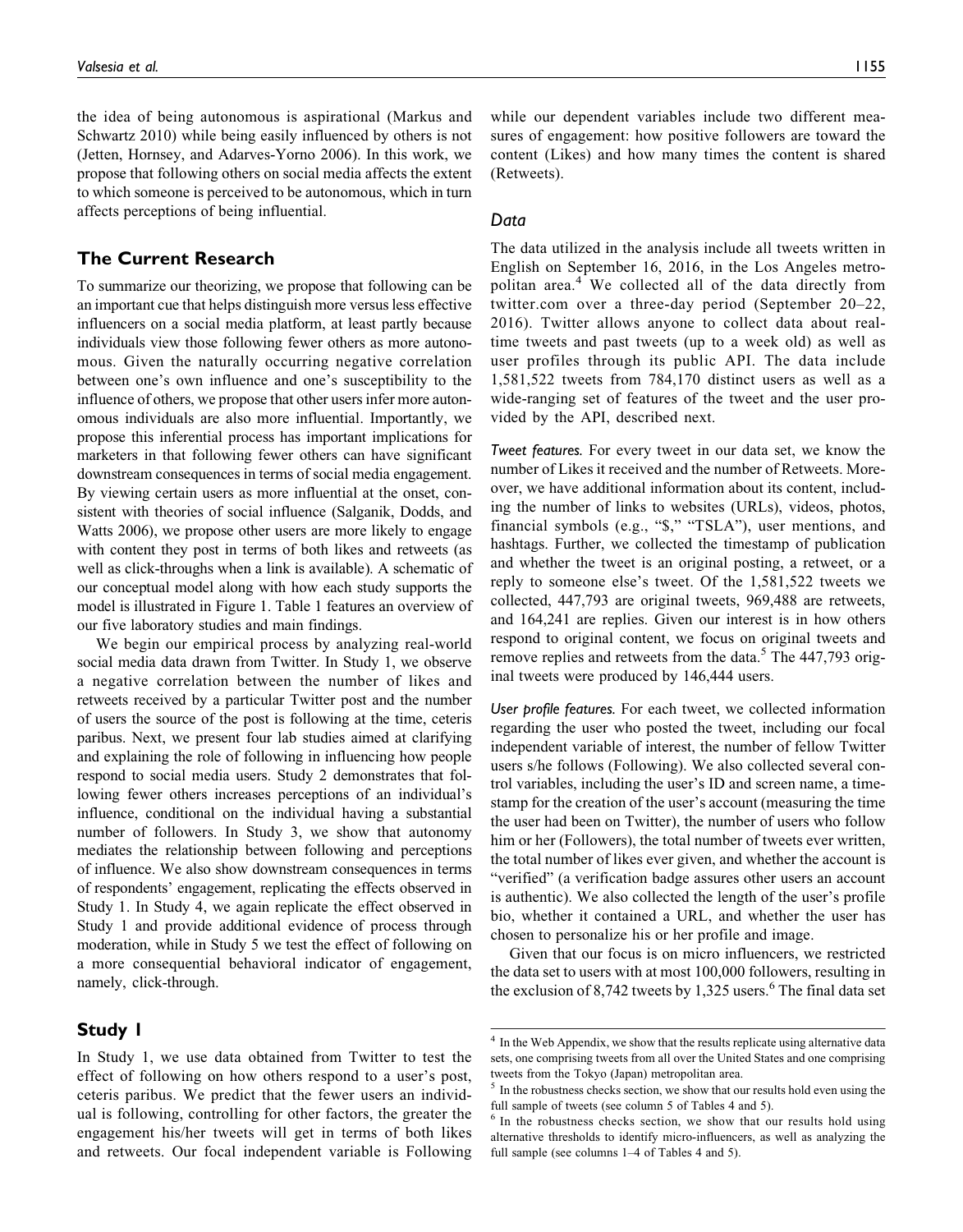the idea of being autonomous is aspirational (Markus and Schwartz 2010) while being easily influenced by others is not (Jetten, Hornsey, and Adarves-Yorno 2006). In this work, we propose that following others on social media affects the extent to which someone is perceived to be autonomous, which in turn affects perceptions of being influential.

## The Current Research

To summarize our theorizing, we propose that following can be an important cue that helps distinguish more versus less effective influencers on a social media platform, at least partly because individuals view those following fewer others as more autonomous. Given the naturally occurring negative correlation between one's own influence and one's susceptibility to the influence of others, we propose that other users infer more autonomous individuals are also more influential. Importantly, we propose this inferential process has important implications for marketers in that following fewer others can have significant downstream consequences in terms of social media engagement. By viewing certain users as more influential at the onset, consistent with theories of social influence (Salganik, Dodds, and Watts 2006), we propose other users are more likely to engage with content they post in terms of both likes and retweets (as well as click-throughs when a link is available). A schematic of our conceptual model along with how each study supports the model is illustrated in Figure 1. Table 1 features an overview of our five laboratory studies and main findings.

We begin our empirical process by analyzing real-world social media data drawn from Twitter. In Study 1, we observe a negative correlation between the number of likes and retweets received by a particular Twitter post and the number of users the source of the post is following at the time, ceteris paribus. Next, we present four lab studies aimed at clarifying and explaining the role of following in influencing how people respond to social media users. Study 2 demonstrates that following fewer others increases perceptions of an individual's influence, conditional on the individual having a substantial number of followers. In Study 3, we show that autonomy mediates the relationship between following and perceptions of influence. We also show downstream consequences in terms of respondents' engagement, replicating the effects observed in Study 1. In Study 4, we again replicate the effect observed in Study 1 and provide additional evidence of process through moderation, while in Study 5 we test the effect of following on a more consequential behavioral indicator of engagement, namely, click-through.

## Study 1

In Study 1, we use data obtained from Twitter to test the effect of following on how others respond to a user's post, ceteris paribus. We predict that the fewer users an individual is following, controlling for other factors, the greater the engagement his/her tweets will get in terms of both likes and retweets. Our focal independent variable is Following while our dependent variables include two different measures of engagement: how positive followers are toward the content (Likes) and how many times the content is shared (Retweets).

### *Data*

The data utilized in the analysis include all tweets written in English on September 16, 2016, in the Los Angeles metropolitan area.[4] We collected all of the data directly from twitter.com over a three-day period (September 20–22, 2016). Twitter allows anyone to collect data about real-time tweets and past tweets (up to a week old) as well as user profiles through its public API. The data include 1,581,522 tweets from 784,170 distinct users as well as a wide-ranging set of features of the tweet and the user provided by the API, described next.

*Tweet features.* For every tweet in our data set, we know the number of Likes it received and the number of Retweets. Moreover, we have additional information about its content, including the number of links to websites (URLs), videos, photos, financial symbols (e.g., "$," "TSLA"), user mentions, and hashtags. Further, we collected the timestamp of publication and whether the tweet is an original posting, a retweet, or a reply to someone else's tweet. Of the 1,581,522 tweets we collected, 447,793 are original tweets, 969,488 are retweets, and 164,241 are replies. Given our interest is in how others respond to original content, we focus on original tweets and remove replies and retweets from the data.[5] The 447,793 original tweets were produced by 146,444 users.

*User profile features.* For each tweet, we collected information regarding the user who posted the tweet, including our focal independent variable of interest, the number of fellow Twitter users s/he follows (Following). We also collected several control variables, including the user's ID and screen name, a timestamp for the creation of the user's account (measuring the time the user had been on Twitter), the number of users who follow him or her (Followers), the total number of tweets ever written, the total number of likes ever given, and whether the account is "verified" (a verification badge assures other users an account is authentic). We also collected the length of the user's profile bio, whether it contained a URL, and whether the user has chosen to personalize his or her profile and image.

Given that our focus is on micro influencers, we restricted the data set to users with at most 100,000 followers, resulting in the exclusion of 8,742 tweets by 1,325 users.[6] The final data set

---

[4] In the Web Appendix, we show that the results replicate using alternative data sets, one comprising tweets from all over the United States and one comprising tweets from the Tokyo (Japan) metropolitan area.

[5] In the robustness checks section, we show that our results hold even using the full sample of tweets (see column 5 of Tables 4 and 5).

[6] In the robustness checks section, we show that our results hold using alternative thresholds to identify micro-influencers, as well as analyzing the full sample (see columns 1–4 of Tables 4 and 5).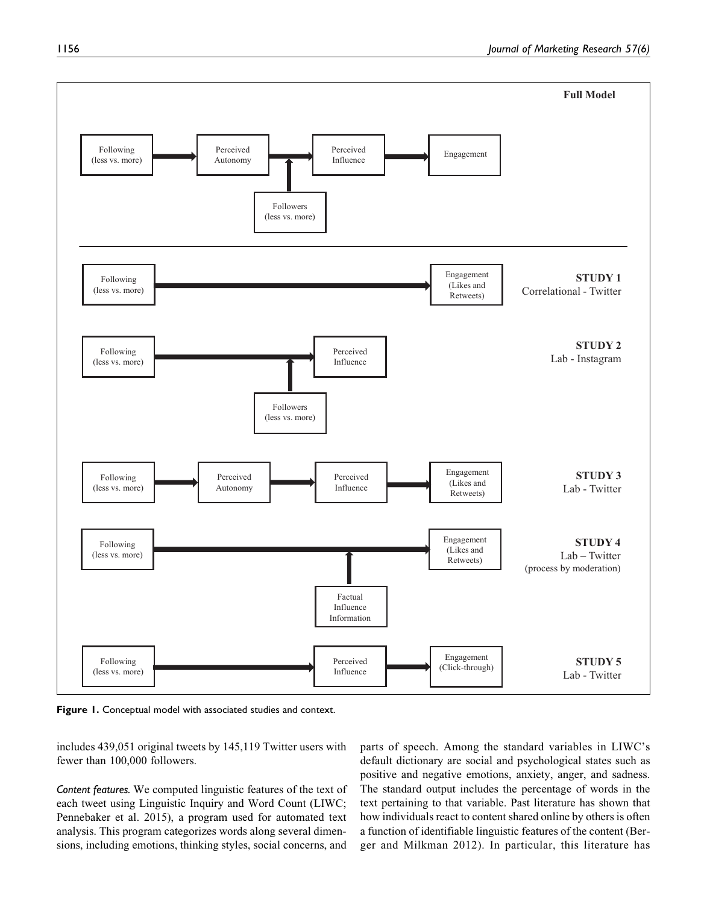Full Model

Following (less vs. more) → Perceived Autonomy → Perceived Influence → Engagement; Followers (less vs. more) moderates Perceived Autonomy → Perceived Influence

STUDY 1 — Correlational - Twitter: Following (less vs. more) → Engagement (Likes and Retweets)

STUDY 2 — Lab - Instagram: Following (less vs. more) → Perceived Influence; Followers (less vs. more) moderates

STUDY 3 — Lab - Twitter: Following (less vs. more) → Perceived Autonomy → Perceived Influence → Engagement (Likes and Retweets)

STUDY 4 — Lab – Twitter (process by moderation): Following (less vs. more) → Engagement (Likes and Retweets); Factual Influence Information moderates

STUDY 5 — Lab - Twitter: Following (less vs. more) → Perceived Influence → Engagement (Click-through)

**Figure 1.** Conceptual model with associated studies and context.

includes 439,051 original tweets by 145,119 Twitter users with fewer than 100,000 followers.

*Content features.* We computed linguistic features of the text of each tweet using Linguistic Inquiry and Word Count (LIWC; Pennebaker et al. 2015), a program used for automated text analysis. This program categorizes words along several dimensions, including emotions, thinking styles, social concerns, and parts of speech. Among the standard variables in LIWC's default dictionary are social and psychological states such as positive and negative emotions, anxiety, anger, and sadness. The standard output includes the percentage of words in the text pertaining to that variable. Past literature has shown that how individuals react to content shared online by others is often a function of identifiable linguistic features of the content (Berger and Milkman 2012). In particular, this literature has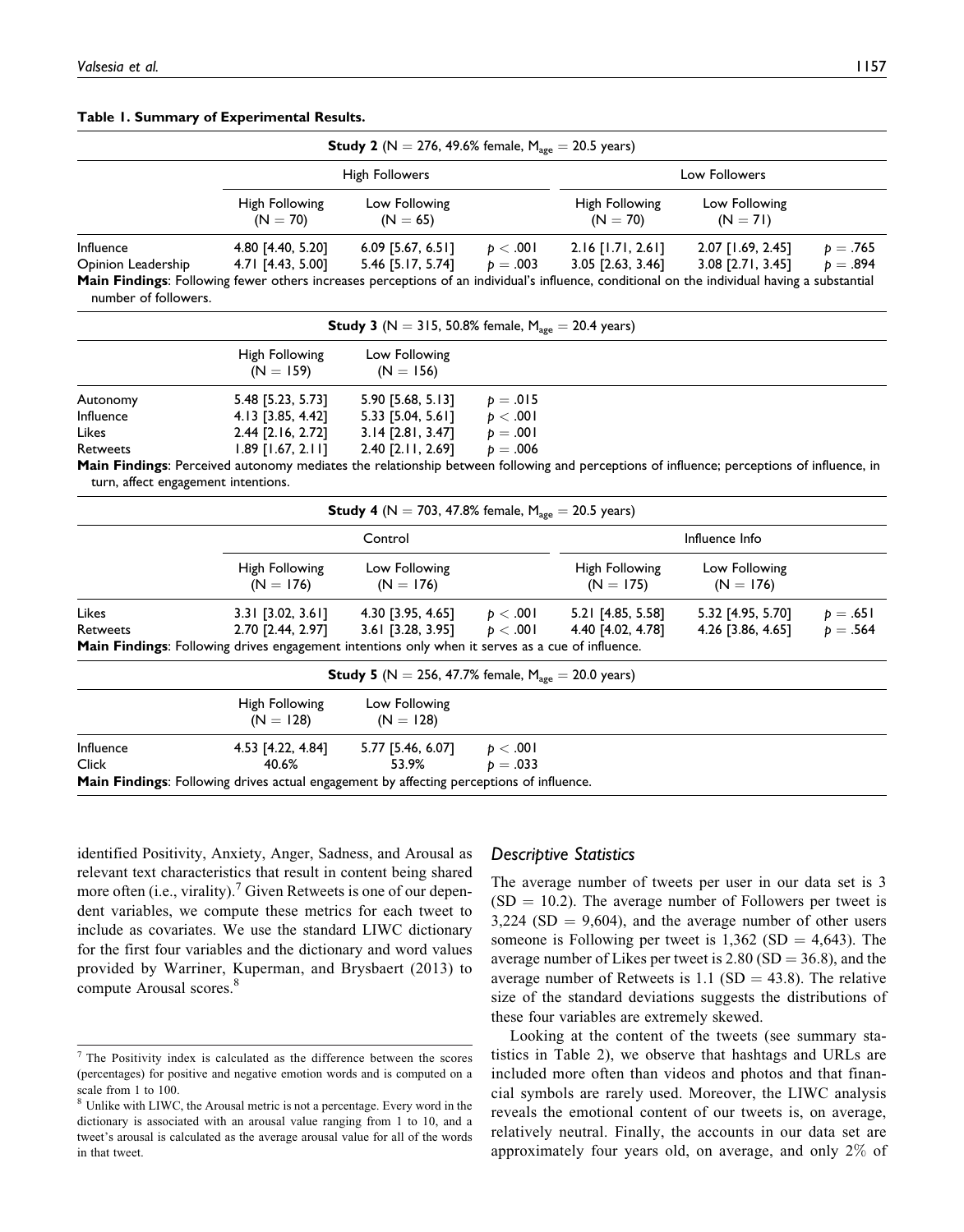**Table 1. Summary of Experimental Results.**

| **Study 2** (N = 276, 49.6% female, $M_{age}$ = 20.5 years) | | | | | | |
|---|---|---|---|---|---|---|
| | High Followers | | | Low Followers | | |
| | High Following (N = 70) | Low Following (N = 65) | | High Following (N = 70) | Low Following (N = 71) | |
| Influence | 4.80 [4.40, 5.20] | 6.09 [5.67, 6.51] | $p < .001$ | 2.16 [1.71, 2.61] | 2.07 [1.69, 2.45] | $p = .765$ |
| Opinion Leadership | 4.71 [4.43, 5.00] | 5.46 [5.17, 5.74] | $p = .003$ | 3.05 [2.63, 3.46] | 3.08 [2.71, 3.45] | $p = .894$ |

**Main Findings**: Following fewer others increases perceptions of an individual's influence, conditional on the individual having a substantial number of followers.

| **Study 3** (N = 315, 50.8% female, $M_{age}$ = 20.4 years) | | | |
|---|---|---|---|
| | High Following (N = 159) | Low Following (N = 156) | |
| Autonomy | 5.48 [5.23, 5.73] | 5.90 [5.68, 5.13] | $p = .015$ |
| Influence | 4.13 [3.85, 4.42] | 5.33 [5.04, 5.61] | $p < .001$ |
| Likes | 2.44 [2.16, 2.72] | 3.14 [2.81, 3.47] | $p = .001$ |
| Retweets | 1.89 [1.67, 2.11] | 2.40 [2.11, 2.69] | $p = .006$ |

**Main Findings**: Perceived autonomy mediates the relationship between following and perceptions of influence; perceptions of influence, in turn, affect engagement intentions.

| **Study 4** (N = 703, 47.8% female, $M_{age}$ = 20.5 years) | | | | | | |
|---|---|---|---|---|---|---|
| | Control | | | Influence Info | | |
| | High Following (N = 176) | Low Following (N = 176) | | High Following (N = 175) | Low Following (N = 176) | |
| Likes | 3.31 [3.02, 3.61] | 4.30 [3.95, 4.65] | $p < .001$ | 5.21 [4.85, 5.58] | 5.32 [4.95, 5.70] | $p = .651$ |
| Retweets | 2.70 [2.44, 2.97] | 3.61 [3.28, 3.95] | $p < .001$ | 4.40 [4.02, 4.78] | 4.26 [3.86, 4.65] | $p = .564$ |

**Main Findings**: Following drives engagement intentions only when it serves as a cue of influence.

| **Study 5** (N = 256, 47.7% female, $M_{age}$ = 20.0 years) | | | |
|---|---|---|---|
| | High Following (N = 128) | Low Following (N = 128) | |
| Influence | 4.53 [4.22, 4.84] | 5.77 [5.46, 6.07] | $p < .001$ |
| Click | 40.6% | 53.9% | $p = .033$ |

**Main Findings**: Following drives actual engagement by affecting perceptions of influence.

identified Positivity, Anxiety, Anger, Sadness, and Arousal as relevant text characteristics that result in content being shared more often (i.e., virality).[7] Given Retweets is one of our dependent variables, we compute these metrics for each tweet to include as covariates. We use the standard LIWC dictionary for the first four variables and the dictionary and word values provided by Warriner, Kuperman, and Brysbaert (2013) to compute Arousal scores.[8]

### *Descriptive Statistics*

The average number of tweets per user in our data set is 3 (SD = 10.2). The average number of Followers per tweet is 3,224 (SD = 9,604), and the average number of other users someone is Following per tweet is 1,362 (SD = 4,643). The average number of Likes per tweet is 2.80 (SD = 36.8), and the average number of Retweets is 1.1 (SD = 43.8). The relative size of the standard deviations suggests the distributions of these four variables are extremely skewed.

Looking at the content of the tweets (see summary statistics in Table 2), we observe that hashtags and URLs are included more often than videos and photos and that financial symbols are rarely used. Moreover, the LIWC analysis reveals the emotional content of our tweets is, on average, relatively neutral. Finally, the accounts in our data set are approximately four years old, on average, and only 2% of

[7] The Positivity index is calculated as the difference between the scores (percentages) for positive and negative emotion words and is computed on a scale from 1 to 100.

[8] Unlike with LIWC, the Arousal metric is not a percentage. Every word in the dictionary is associated with an arousal value ranging from 1 to 10, and a tweet's arousal is calculated as the average arousal value for all of the words in that tweet.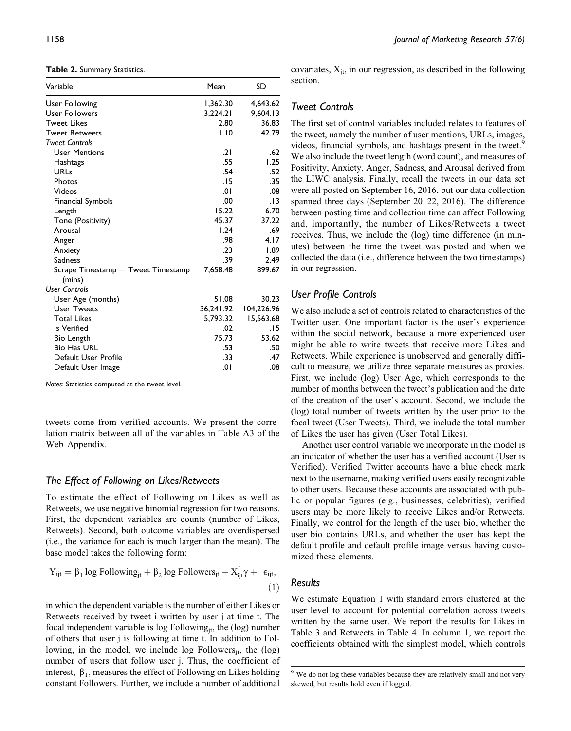**Table 2.** Summary Statistics.

| Variable | Mean | SD |
|---|---|---|
| User Following | 1,362.30 | 4,643.62 |
| User Followers | 3,224.21 | 9,604.13 |
| Tweet Likes | 2.80 | 36.83 |
| Tweet Retweets | 1.10 | 42.79 |
| *Tweet Controls* | | |
| User Mentions | .21 | .62 |
| Hashtags | .55 | 1.25 |
| URLs | .54 | .52 |
| Photos | .15 | .35 |
| Videos | .01 | .08 |
| Financial Symbols | .00 | .13 |
| Length | 15.22 | 6.70 |
| Tone (Positivity) | 45.37 | 37.22 |
| Arousal | 1.24 | .69 |
| Anger | .98 | 4.17 |
| Anxiety | .23 | 1.89 |
| Sadness | .39 | 2.49 |
| Scrape Timestamp − Tweet Timestamp (mins) | 7,658.48 | 899.67 |
| *User Controls* | | |
| User Age (months) | 51.08 | 30.23 |
| User Tweets | 36,241.92 | 104,226.96 |
| Total Likes | 5,793.32 | 15,563.68 |
| Is Verified | .02 | .15 |
| Bio Length | 75.73 | 53.62 |
| Bio Has URL | .53 | .50 |
| Default User Profile | .33 | .47 |
| Default User Image | .01 | .08 |

*Notes*: Statistics computed at the tweet level.

tweets come from verified accounts. We present the correlation matrix between all of the variables in Table A3 of the Web Appendix.

### The Effect of Following on Likes/Retweets

To estimate the effect of Following on Likes as well as Retweets, we use negative binomial regression for two reasons. First, the dependent variables are counts (number of Likes, Retweets). Second, both outcome variables are overdispersed (i.e., the variance for each is much larger than the mean). The base model takes the following form:

$$Y_{ijt} = \beta_1 \log \text{Following}_{jt} + \beta_2 \log \text{Followers}_{jt} + X_{ijt}^{'}\gamma + \epsilon_{ijt}, \quad (1)$$

in which the dependent variable is the number of either Likes or Retweets received by tweet i written by user j at time t. The focal independent variable is log $\text{Following}_{jt}$, the (log) number of others that user j is following at time t. In addition to Following, in the model, we include log $\text{Followers}_{jt}$, the (log) number of users that follow user j. Thus, the coefficient of interest, $\beta_1$, measures the effect of Following on Likes holding constant Followers. Further, we include a number of additional covariates, $X_{jt}$, in our regression, as described in the following section.

### Tweet Controls

The first set of control variables included relates to features of the tweet, namely the number of user mentions, URLs, images, videos, financial symbols, and hashtags present in the tweet.[9] We also include the tweet length (word count), and measures of Positivity, Anxiety, Anger, Sadness, and Arousal derived from the LIWC analysis. Finally, recall the tweets in our data set were all posted on September 16, 2016, but our data collection spanned three days (September 20–22, 2016). The difference between posting time and collection time can affect Following and, importantly, the number of Likes/Retweets a tweet receives. Thus, we include the (log) time difference (in minutes) between the time the tweet was posted and when we collected the data (i.e., difference between the two timestamps) in our regression.

### User Profile Controls

We also include a set of controls related to characteristics of the Twitter user. One important factor is the user's experience within the social network, because a more experienced user might be able to write tweets that receive more Likes and Retweets. While experience is unobserved and generally difficult to measure, we utilize three separate measures as proxies. First, we include (log) User Age, which corresponds to the number of months between the tweet's publication and the date of the creation of the user's account. Second, we include the (log) total number of tweets written by the user prior to the focal tweet (User Tweets). Third, we include the total number of Likes the user has given (User Total Likes).

Another user control variable we incorporate in the model is an indicator of whether the user has a verified account (User is Verified). Verified Twitter accounts have a blue check mark next to the username, making verified users easily recognizable to other users. Because these accounts are associated with public or popular figures (e.g., businesses, celebrities), verified users may be more likely to receive Likes and/or Retweets. Finally, we control for the length of the user bio, whether the user bio contains URLs, and whether the user has kept the default profile and default profile image versus having customized these elements.

### Results

We estimate Equation 1 with standard errors clustered at the user level to account for potential correlation across tweets written by the same user. We report the results for Likes in Table 3 and Retweets in Table 4. In column 1, we report the coefficients obtained with the simplest model, which controls

[9] We do not log these variables because they are relatively small and not very skewed, but results hold even if logged.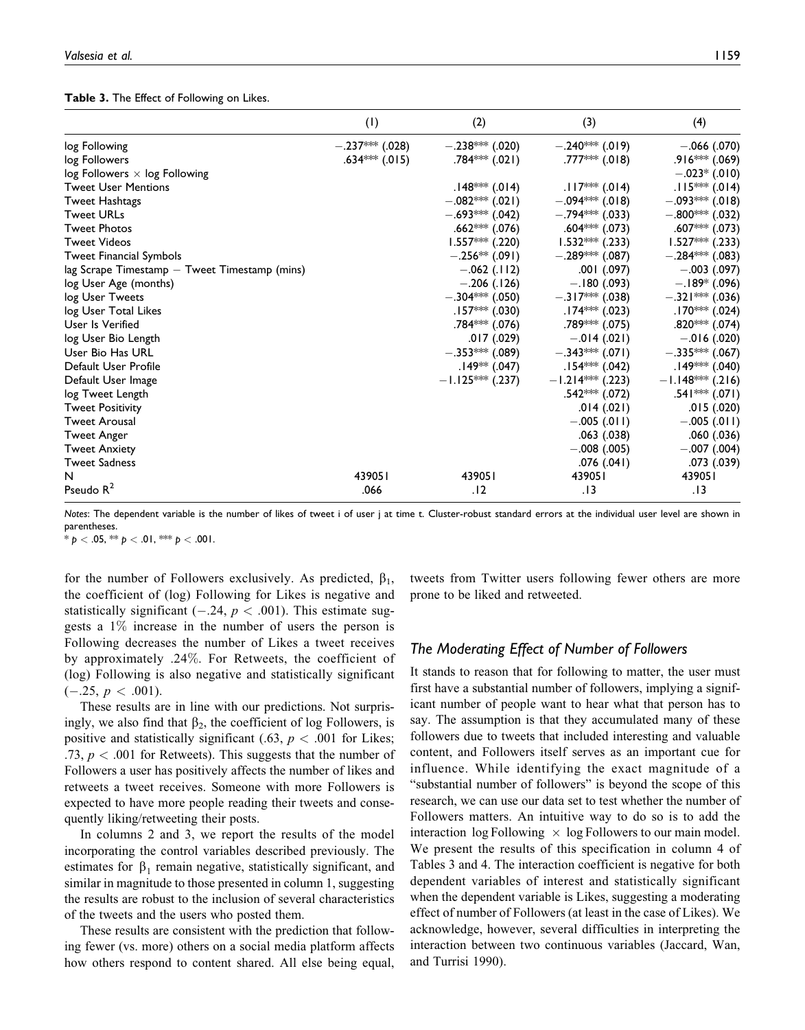**Table 3.** The Effect of Following on Likes.

| | (1) | (2) | (3) | (4) |
|---|---|---|---|---|
| log Following | −.237*** (.028) | −.238*** (.020) | −.240*** (.019) | −.066 (.070) |
| log Followers | .634*** (.015) | .784*** (.021) | .777*** (.018) | .916*** (.069) |
| log Followers × log Following | | | | −.023* (.010) |
| Tweet User Mentions | | .148*** (.014) | .117*** (.014) | .115*** (.014) |
| Tweet Hashtags | | −.082*** (.021) | −.094*** (.018) | −.093*** (.018) |
| Tweet URLs | | −.693*** (.042) | −.794*** (.033) | −.800*** (.032) |
| Tweet Photos | | .662*** (.076) | .604*** (.073) | .607*** (.073) |
| Tweet Videos | | 1.557*** (.220) | 1.532*** (.233) | 1.527*** (.233) |
| Tweet Financial Symbols | | −.256** (.091) | −.289*** (.087) | −.284*** (.083) |
| lag Scrape Timestamp − Tweet Timestamp (mins) | | −.062 (.112) | .001 (.097) | −.003 (.097) |
| log User Age (months) | | −.206 (.126) | −.180 (.093) | −.189* (.096) |
| log User Tweets | | −.304*** (.050) | −.317*** (.038) | −.321*** (.036) |
| log User Total Likes | | .157*** (.030) | .174*** (.023) | .170*** (.024) |
| User Is Verified | | .784*** (.076) | .789*** (.075) | .820*** (.074) |
| log User Bio Length | | .017 (.029) | −.014 (.021) | −.016 (.020) |
| User Bio Has URL | | −.353*** (.089) | −.343*** (.071) | −.335*** (.067) |
| Default User Profile | | .149** (.047) | .154*** (.042) | .149*** (.040) |
| Default User Image | | −1.125*** (.237) | −1.214*** (.223) | −1.148*** (.216) |
| log Tweet Length | | | .542*** (.072) | .541*** (.071) |
| Tweet Positivity | | | .014 (.021) | .015 (.020) |
| Tweet Arousal | | | −.005 (.011) | −.005 (.011) |
| Tweet Anger | | | .063 (.038) | .060 (.036) |
| Tweet Anxiety | | | −.008 (.005) | −.007 (.004) |
| Tweet Sadness | | | .076 (.041) | .073 (.039) |
| N | 439051 | 439051 | 439051 | 439051 |
| Pseudo $R^2$ | .066 | .12 | .13 | .13 |

*Notes:* The dependent variable is the number of likes of tweet i of user j at time t. Cluster-robust standard errors at the individual user level are shown in parentheses.
* $p < .05$, ** $p < .01$, *** $p < .001$.

for the number of Followers exclusively. As predicted, $\beta_1$, the coefficient of (log) Following for Likes is negative and statistically significant ($-.24$, $p < .001$). This estimate suggests a 1% increase in the number of users the person is Following decreases the number of Likes a tweet receives by approximately .24%. For Retweets, the coefficient of (log) Following is also negative and statistically significant ($-.25$, $p < .001$).

These results are in line with our predictions. Not surprisingly, we also find that $\beta_2$, the coefficient of log Followers, is positive and statistically significant (.63, $p < .001$ for Likes; .73, $p < .001$ for Retweets). This suggests that the number of Followers a user has positively affects the number of likes and retweets a tweet receives. Someone with more Followers is expected to have more people reading their tweets and consequently liking/retweeting their posts.

In columns 2 and 3, we report the results of the model incorporating the control variables described previously. The estimates for $\beta_1$ remain negative, statistically significant, and similar in magnitude to those presented in column 1, suggesting the results are robust to the inclusion of several characteristics of the tweets and the users who posted them.

These results are consistent with the prediction that following fewer (vs. more) others on a social media platform affects how others respond to content shared. All else being equal, tweets from Twitter users following fewer others are more prone to be liked and retweeted.

### The Moderating Effect of Number of Followers

It stands to reason that for following to matter, the user must first have a substantial number of followers, implying a significant number of people want to hear what that person has to say. The assumption is that they accumulated many of these followers due to tweets that included interesting and valuable content, and Followers itself serves as an important cue for influence. While identifying the exact magnitude of a "substantial number of followers" is beyond the scope of this research, we can use our data set to test whether the number of Followers matters. An intuitive way to do so is to add the interaction log Following × log Followers to our main model. We present the results of this specification in column 4 of Tables 3 and 4. The interaction coefficient is negative for both dependent variables of interest and statistically significant when the dependent variable is Likes, suggesting a moderating effect of number of Followers (at least in the case of Likes). We acknowledge, however, several difficulties in interpreting the interaction between two continuous variables (Jaccard, Wan, and Turrisi 1990).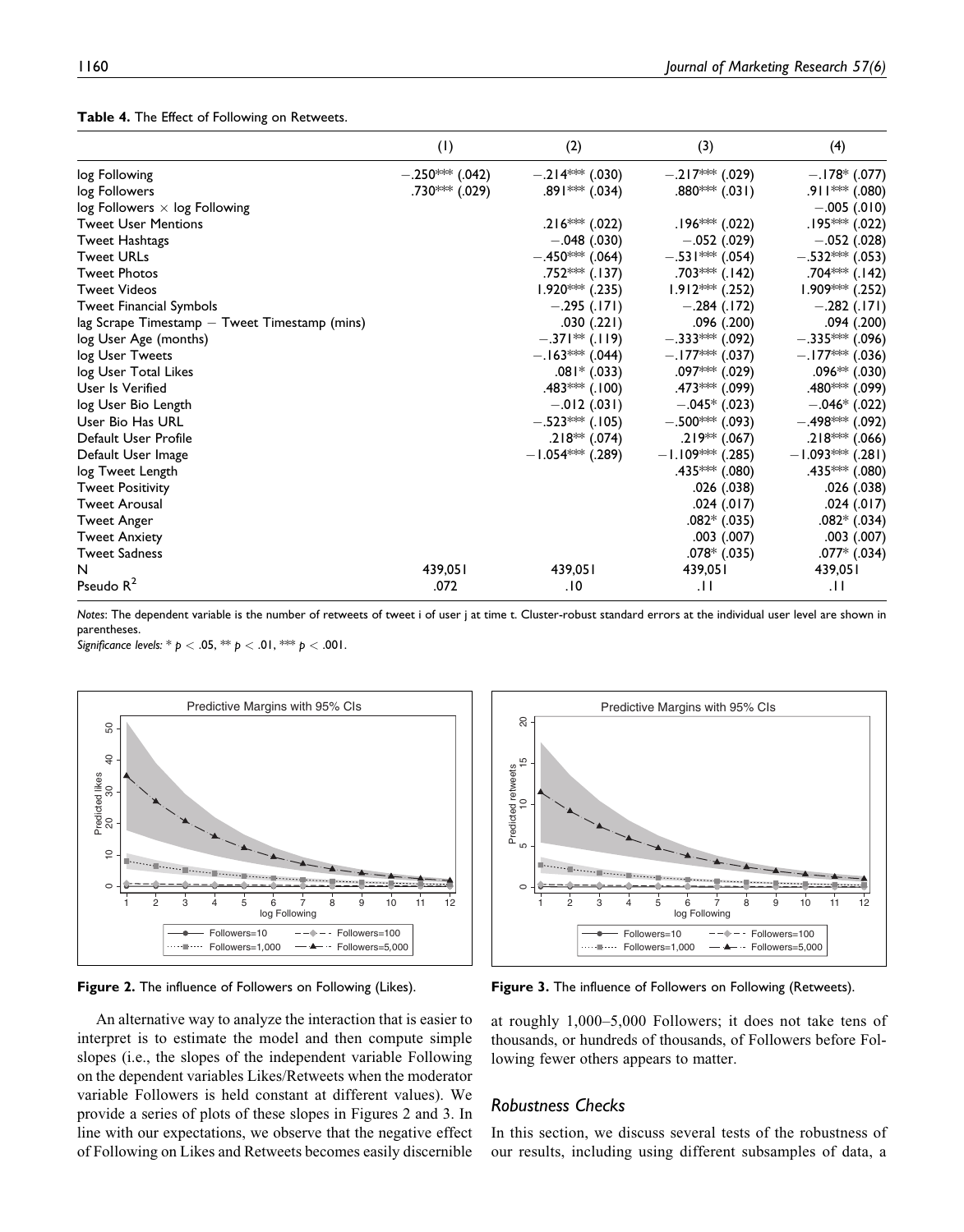**Table 4.** The Effect of Following on Retweets.

| | (1) | (2) | (3) | (4) |
|---|---|---|---|---|
| log Following | −.250*** (.042) | −.214*** (.030) | −.217*** (.029) | −.178* (.077) |
| log Followers | .730*** (.029) | .891*** (.034) | .880*** (.031) | .911*** (.080) |
| log Followers × log Following | | | | −.005 (.010) |
| Tweet User Mentions | | .216*** (.022) | .196*** (.022) | .195*** (.022) |
| Tweet Hashtags | | −.048 (.030) | −.052 (.029) | −.052 (.028) |
| Tweet URLs | | −.450*** (.064) | −.531*** (.054) | −.532*** (.053) |
| Tweet Photos | | .752*** (.137) | .703*** (.142) | .704*** (.142) |
| Tweet Videos | | 1.920*** (.235) | 1.912*** (.252) | 1.909*** (.252) |
| Tweet Financial Symbols | | −.295 (.171) | −.284 (.172) | −.282 (.171) |
| lag Scrape Timestamp − Tweet Timestamp (mins) | | .030 (.221) | .096 (.200) | .094 (.200) |
| log User Age (months) | | −.371** (.119) | −.333*** (.092) | −.335*** (.096) |
| log User Tweets | | −.163*** (.044) | −.177*** (.037) | −.177*** (.036) |
| log User Total Likes | | .081* (.033) | .097*** (.029) | .096** (.030) |
| User Is Verified | | .483*** (.100) | .473*** (.099) | .480*** (.099) |
| log User Bio Length | | −.012 (.031) | −.045* (.023) | −.046* (.022) |
| User Bio Has URL | | −.523*** (.105) | −.500*** (.093) | −.498*** (.092) |
| Default User Profile | | .218** (.074) | .219** (.067) | .218*** (.066) |
| Default User Image | | −1.054*** (.289) | −1.109*** (.285) | −1.093*** (.281) |
| log Tweet Length | | | .435*** (.080) | .435*** (.080) |
| Tweet Positivity | | | .026 (.038) | .026 (.038) |
| Tweet Arousal | | | .024 (.017) | .024 (.017) |
| Tweet Anger | | | .082* (.035) | .082* (.034) |
| Tweet Anxiety | | | .003 (.007) | .003 (.007) |
| Tweet Sadness | | | .078* (.035) | .077* (.034) |
| N | 439,051 | 439,051 | 439,051 | 439,051 |
| Pseudo $R^2$ | .072 | .10 | .11 | .11 |

*Notes:* The dependent variable is the number of retweets of tweet i of user j at time t. Cluster-robust standard errors at the individual user level are shown in parentheses.
*Significance levels:* * $p < .05$, ** $p < .01$, *** $p < .001$.

**Figure 2.** The influence of Followers on Following (Likes).

**Figure 3.** The influence of Followers on Following (Retweets).

An alternative way to analyze the interaction that is easier to interpret is to estimate the model and then compute simple slopes (i.e., the slopes of the independent variable Following on the dependent variables Likes/Retweets when the moderator variable Followers is held constant at different values). We provide a series of plots of these slopes in Figures 2 and 3. In line with our expectations, we observe that the negative effect of Following on Likes and Retweets becomes easily discernible at roughly 1,000–5,000 Followers; it does not take tens of thousands, or hundreds of thousands, of Followers before Following fewer others appears to matter.

## Robustness Checks

In this section, we discuss several tests of the robustness of our results, including using different subsamples of data, a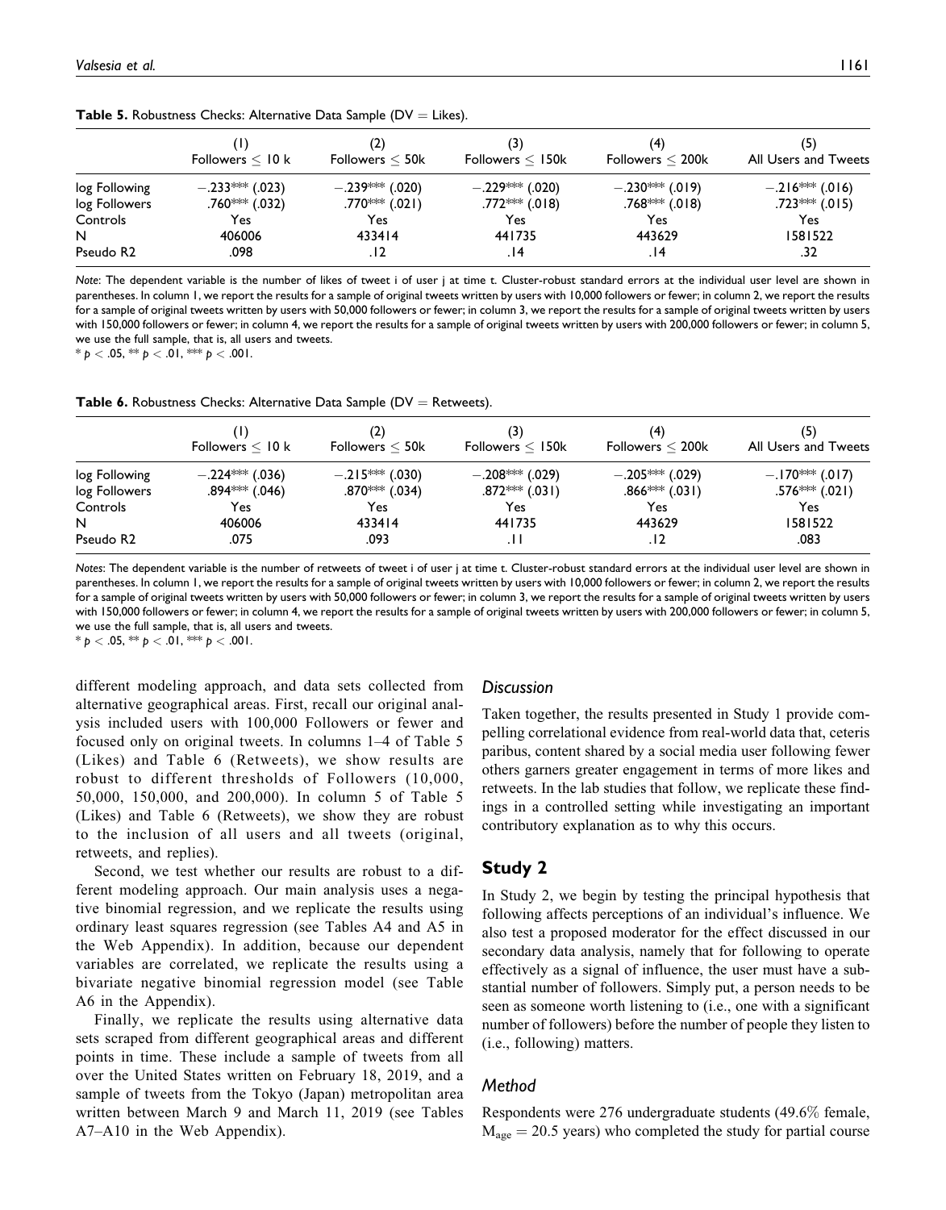**Table 5.** Robustness Checks: Alternative Data Sample (DV = Likes).

| | (1) Followers ≤ 10 k | (2) Followers ≤ 50k | (3) Followers ≤ 150k | (4) Followers ≤ 200k | (5) All Users and Tweets |
|---|---|---|---|---|---|
| log Following | −.233*** (.023) | −.239*** (.020) | −.229*** (.020) | −.230*** (.019) | −.216*** (.016) |
| log Followers | .760*** (.032) | .770*** (.021) | .772*** (.018) | .768*** (.018) | .723*** (.015) |
| Controls | Yes | Yes | Yes | Yes | Yes |
| N | 406006 | 433414 | 441735 | 443629 | 1581522 |
| Pseudo R2 | .098 | .12 | .14 | .14 | .32 |

*Note*: The dependent variable is the number of likes of tweet i of user j at time t. Cluster-robust standard errors at the individual user level are shown in parentheses. In column 1, we report the results for a sample of original tweets written by users with 10,000 followers or fewer; in column 2, we report the results for a sample of original tweets written by users with 50,000 followers or fewer; in column 3, we report the results for a sample of original tweets written by users with 150,000 followers or fewer; in column 4, we report the results for a sample of original tweets written by users with 200,000 followers or fewer; in column 5, we use the full sample, that is, all users and tweets.
* $p < .05$, ** $p < .01$, *** $p < .001$.

**Table 6.** Robustness Checks: Alternative Data Sample (DV = Retweets).

| | (1) Followers ≤ 10 k | (2) Followers ≤ 50k | (3) Followers ≤ 150k | (4) Followers ≤ 200k | (5) All Users and Tweets |
|---|---|---|---|---|---|
| log Following | −.224*** (.036) | −.215*** (.030) | −.208*** (.029) | −.205*** (.029) | −.170*** (.017) |
| log Followers | .894*** (.046) | .870*** (.034) | .872*** (.031) | .866*** (.031) | .576*** (.021) |
| Controls | Yes | Yes | Yes | Yes | Yes |
| N | 406006 | 433414 | 441735 | 443629 | 1581522 |
| Pseudo R2 | .075 | .093 | .11 | .12 | .083 |

*Notes*: The dependent variable is the number of retweets of tweet i of user j at time t. Cluster-robust standard errors at the individual user level are shown in parentheses. In column 1, we report the results for a sample of original tweets written by users with 10,000 followers or fewer; in column 2, we report the results for a sample of original tweets written by users with 50,000 followers or fewer; in column 3, we report the results for a sample of original tweets written by users with 150,000 followers or fewer; in column 4, we report the results for a sample of original tweets written by users with 200,000 followers or fewer; in column 5, we use the full sample, that is, all users and tweets.
* $p < .05$, ** $p < .01$, *** $p < .001$.

different modeling approach, and data sets collected from alternative geographical areas. First, recall our original analysis included users with 100,000 Followers or fewer and focused only on original tweets. In columns 1–4 of Table 5 (Likes) and Table 6 (Retweets), we show results are robust to different thresholds of Followers (10,000, 50,000, 150,000, and 200,000). In column 5 of Table 5 (Likes) and Table 6 (Retweets), we show they are robust to the inclusion of all users and all tweets (original, retweets, and replies).

Second, we test whether our results are robust to a different modeling approach. Our main analysis uses a negative binomial regression, and we replicate the results using ordinary least squares regression (see Tables A4 and A5 in the Web Appendix). In addition, because our dependent variables are correlated, we replicate the results using a bivariate negative binomial regression model (see Table A6 in the Appendix).

Finally, we replicate the results using alternative data sets scraped from different geographical areas and different points in time. These include a sample of tweets from all over the United States written on February 18, 2019, and a sample of tweets from the Tokyo (Japan) metropolitan area written between March 9 and March 11, 2019 (see Tables A7–A10 in the Web Appendix).

### *Discussion*

Taken together, the results presented in Study 1 provide compelling correlational evidence from real-world data that, ceteris paribus, content shared by a social media user following fewer others garners greater engagement in terms of more likes and retweets. In the lab studies that follow, we replicate these findings in a controlled setting while investigating an important contributory explanation as to why this occurs.

## Study 2

In Study 2, we begin by testing the principal hypothesis that following affects perceptions of an individual's influence. We also test a proposed moderator for the effect discussed in our secondary data analysis, namely that for following to operate effectively as a signal of influence, the user must have a substantial number of followers. Simply put, a person needs to be seen as someone worth listening to (i.e., one with a significant number of followers) before the number of people they listen to (i.e., following) matters.

### *Method*

Respondents were 276 undergraduate students (49.6% female, $M_{age} = 20.5$ years) who completed the study for partial course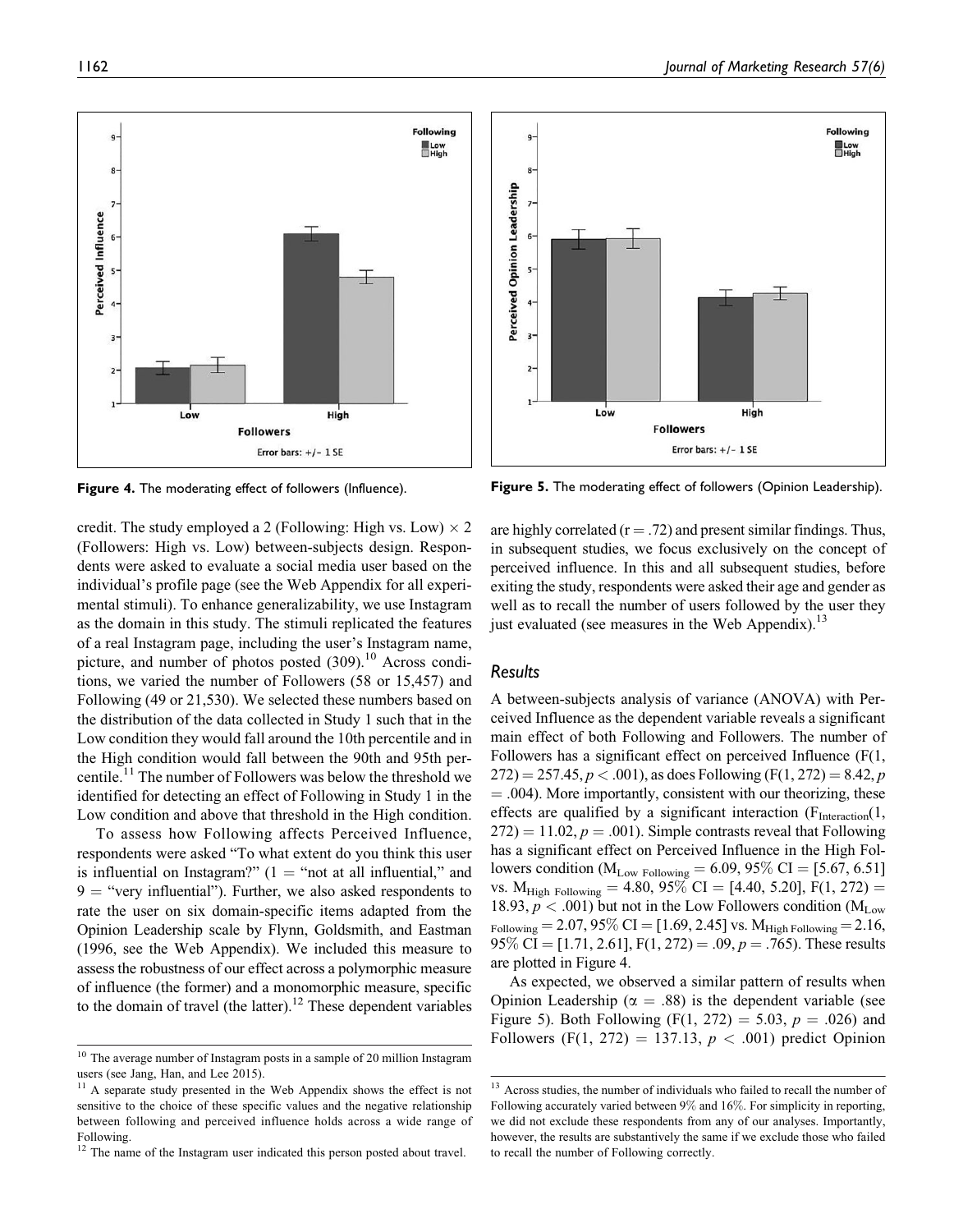Figure 4. The moderating effect of followers (Influence).

Figure 5. The moderating effect of followers (Opinion Leadership).

credit. The study employed a 2 (Following: High vs. Low) × 2 (Followers: High vs. Low) between-subjects design. Respondents were asked to evaluate a social media user based on the individual's profile page (see the Web Appendix for all experimental stimuli). To enhance generalizability, we use Instagram as the domain in this study. The stimuli replicated the features of a real Instagram page, including the user's Instagram name, picture, and number of photos posted (309).[10] Across conditions, we varied the number of Followers (58 or 15,457) and Following (49 or 21,530). We selected these numbers based on the distribution of the data collected in Study 1 such that in the Low condition they would fall around the 10th percentile and in the High condition would fall between the 90th and 95th percentile.[11] The number of Followers was below the threshold we identified for detecting an effect of Following in Study 1 in the Low condition and above that threshold in the High condition.

To assess how Following affects Perceived Influence, respondents were asked "To what extent do you think this user is influential on Instagram?" (1 = "not at all influential," and 9 = "very influential"). Further, we also asked respondents to rate the user on six domain-specific items adapted from the Opinion Leadership scale by Flynn, Goldsmith, and Eastman (1996, see the Web Appendix). We included this measure to assess the robustness of our effect across a polymorphic measure of influence (the former) and a monomorphic measure, specific to the domain of travel (the latter).[12] These dependent variables are highly correlated ($r = .72$) and present similar findings. Thus, in subsequent studies, we focus exclusively on the concept of perceived influence. In this and all subsequent studies, before exiting the study, respondents were asked their age and gender as well as to recall the number of users followed by the user they just evaluated (see measures in the Web Appendix).[13]

### Results

A between-subjects analysis of variance (ANOVA) with Perceived Influence as the dependent variable reveals a significant main effect of both Following and Followers. The number of Followers has a significant effect on perceived Influence ($F(1, 272) = 257.45$, $p < .001$), as does Following ($F(1, 272) = 8.42$, $p = .004$). More importantly, consistent with our theorizing, these effects are qualified by a significant interaction ($F_{Interaction}(1, 272) = 11.02$, $p = .001$). Simple contrasts reveal that Following has a significant effect on Perceived Influence in the High Followers condition ($M_{Low\ Following} = 6.09$, 95% CI = [5.67, 6.51] vs. $M_{High\ Following} = 4.80$, 95% CI = [4.40, 5.20], $F(1, 272) = 18.93$, $p < .001$) but not in the Low Followers condition ($M_{Low\ Following} = 2.07$, 95% CI = [1.69, 2.45] vs. $M_{High\ Following} = 2.16$, 95% CI = [1.71, 2.61], $F(1, 272) = .09$, $p = .765$). These results are plotted in Figure 4.

As expected, we observed a similar pattern of results when Opinion Leadership ($\alpha = .88$) is the dependent variable (see Figure 5). Both Following ($F(1, 272) = 5.03$, $p = .026$) and Followers ($F(1, 272) = 137.13$, $p < .001$) predict Opinion

[10] The average number of Instagram posts in a sample of 20 million Instagram users (see Jang, Han, and Lee 2015).

[11] A separate study presented in the Web Appendix shows the effect is not sensitive to the choice of these specific values and the negative relationship between following and perceived influence holds across a wide range of Following.

[12] The name of the Instagram user indicated this person posted about travel.

[13] Across studies, the number of individuals who failed to recall the number of Following accurately varied between 9% and 16%. For simplicity in reporting, we did not exclude these respondents from any of our analyses. Importantly, however, the results are substantively the same if we exclude those who failed to recall the number of Following correctly.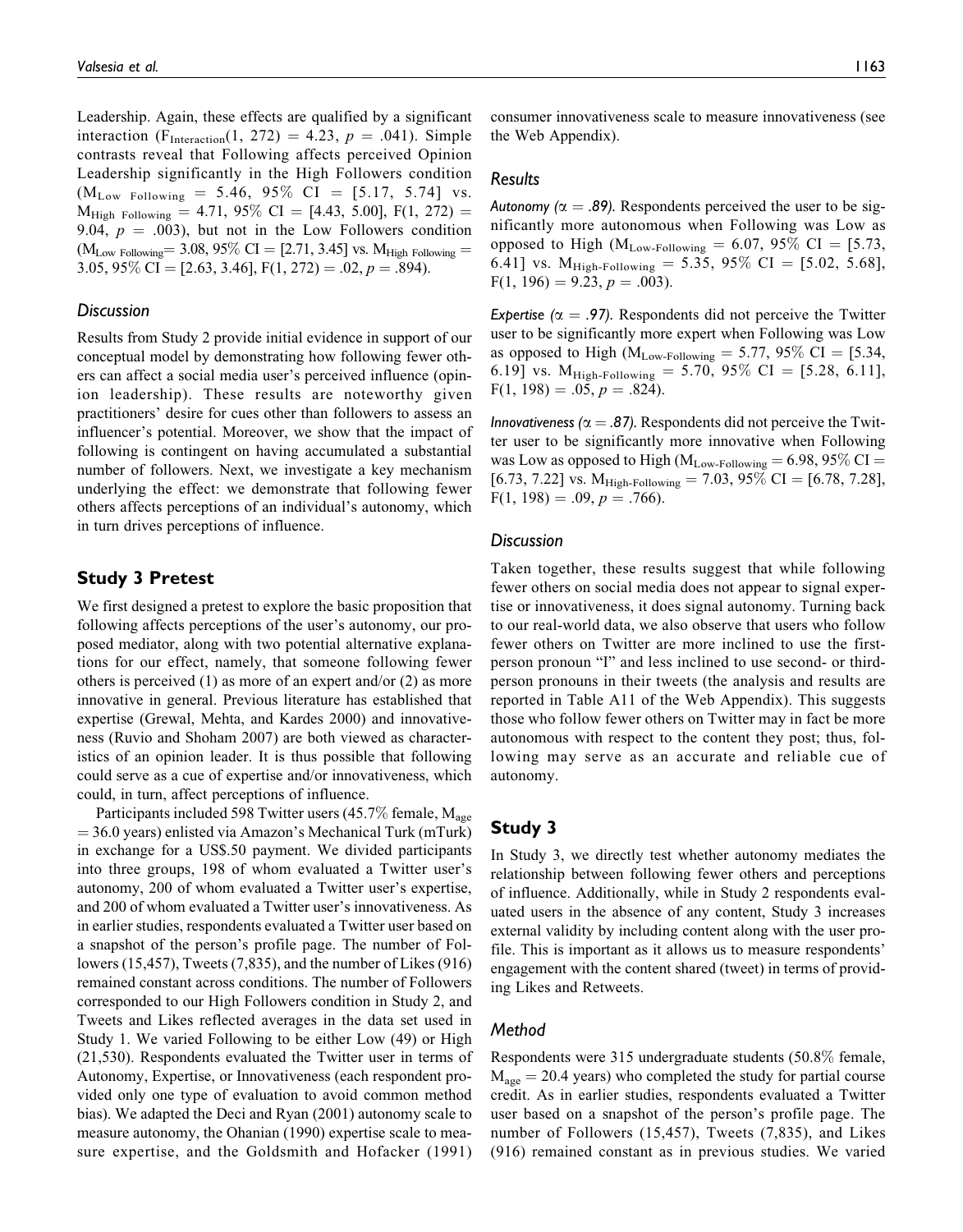Leadership. Again, these effects are qualified by a significant interaction ($F_{Interaction}(1, 272) = 4.23$, $p = .041$). Simple contrasts reveal that Following affects perceived Opinion Leadership significantly in the High Followers condition ($M_{Low\ Following} = 5.46$, 95% CI = [5.17, 5.74] vs. $M_{High\ Following} = 4.71$, 95% CI = [4.43, 5.00], $F(1, 272) = 9.04$, $p = .003$), but not in the Low Followers condition ($M_{Low\ Following} = 3.08$, 95% CI = [2.71, 3.45] vs. $M_{High\ Following} = 3.05$, 95% CI = [2.63, 3.46], $F(1, 272) = .02$, $p = .894$).

### Discussion

Results from Study 2 provide initial evidence in support of our conceptual model by demonstrating how following fewer others can affect a social media user's perceived influence (opinion leadership). These results are noteworthy given practitioners' desire for cues other than followers to assess an influencer's potential. Moreover, we show that the impact of following is contingent on having accumulated a substantial number of followers. Next, we investigate a key mechanism underlying the effect: we demonstrate that following fewer others affects perceptions of an individual's autonomy, which in turn drives perceptions of influence.

## Study 3 Pretest

We first designed a pretest to explore the basic proposition that following affects perceptions of the user's autonomy, our proposed mediator, along with two potential alternative explanations for our effect, namely, that someone following fewer others is perceived (1) as more of an expert and/or (2) as more innovative in general. Previous literature has established that expertise (Grewal, Mehta, and Kardes 2000) and innovativeness (Ruvio and Shoham 2007) are both viewed as characteristics of an opinion leader. It is thus possible that following could serve as a cue of expertise and/or innovativeness, which could, in turn, affect perceptions of influence.

Participants included 598 Twitter users (45.7% female, $M_{age} = 36.0$ years) enlisted via Amazon's Mechanical Turk (mTurk) in exchange for a US$.50 payment. We divided participants into three groups, 198 of whom evaluated a Twitter user's autonomy, 200 of whom evaluated a Twitter user's expertise, and 200 of whom evaluated a Twitter user's innovativeness. As in earlier studies, respondents evaluated a Twitter user based on a snapshot of the person's profile page. The number of Followers (15,457), Tweets (7,835), and the number of Likes (916) remained constant across conditions. The number of Followers corresponded to our High Followers condition in Study 2, and Tweets and Likes reflected averages in the data set used in Study 1. We varied Following to be either Low (49) or High (21,530). Respondents evaluated the Twitter user in terms of Autonomy, Expertise, or Innovativeness (each respondent provided only one type of evaluation to avoid common method bias). We adapted the Deci and Ryan (2001) autonomy scale to measure autonomy, the Ohanian (1990) expertise scale to measure expertise, and the Goldsmith and Hofacker (1991) consumer innovativeness scale to measure innovativeness (see the Web Appendix).

### Results

*Autonomy ($\alpha = .89$).* Respondents perceived the user to be significantly more autonomous when Following was Low as opposed to High ($M_{Low\text{-}Following} = 6.07$, 95% CI = [5.73, 6.41] vs. $M_{High\text{-}Following} = 5.35$, 95% CI = [5.02, 5.68], $F(1, 196) = 9.23$, $p = .003$).

*Expertise ($\alpha = .97$).* Respondents did not perceive the Twitter user to be significantly more expert when Following was Low as opposed to High ($M_{Low\text{-}Following} = 5.77$, 95% CI = [5.34, 6.19] vs. $M_{High\text{-}Following} = 5.70$, 95% CI = [5.28, 6.11], $F(1, 198) = .05$, $p = .824$).

*Innovativeness ($\alpha = .87$).* Respondents did not perceive the Twitter user to be significantly more innovative when Following was Low as opposed to High ($M_{Low\text{-}Following} = 6.98$, 95% CI = [6.73, 7.22] vs. $M_{High\text{-}Following} = 7.03$, 95% CI = [6.78, 7.28], $F(1, 198) = .09$, $p = .766$).

### Discussion

Taken together, these results suggest that while following fewer others on social media does not appear to signal expertise or innovativeness, it does signal autonomy. Turning back to our real-world data, we also observe that users who follow fewer others on Twitter are more inclined to use the first-person pronoun "I" and less inclined to use second- or third-person pronouns in their tweets (the analysis and results are reported in Table A11 of the Web Appendix). This suggests those who follow fewer others on Twitter may in fact be more autonomous with respect to the content they post; thus, following may serve as an accurate and reliable cue of autonomy.

## Study 3

In Study 3, we directly test whether autonomy mediates the relationship between following fewer others and perceptions of influence. Additionally, while in Study 2 respondents evaluated users in the absence of any content, Study 3 increases external validity by including content along with the user profile. This is important as it allows us to measure respondents' engagement with the content shared (tweet) in terms of providing Likes and Retweets.

### Method

Respondents were 315 undergraduate students (50.8% female, $M_{age} = 20.4$ years) who completed the study for partial course credit. As in earlier studies, respondents evaluated a Twitter user based on a snapshot of the person's profile page. The number of Followers (15,457), Tweets (7,835), and Likes (916) remained constant as in previous studies. We varied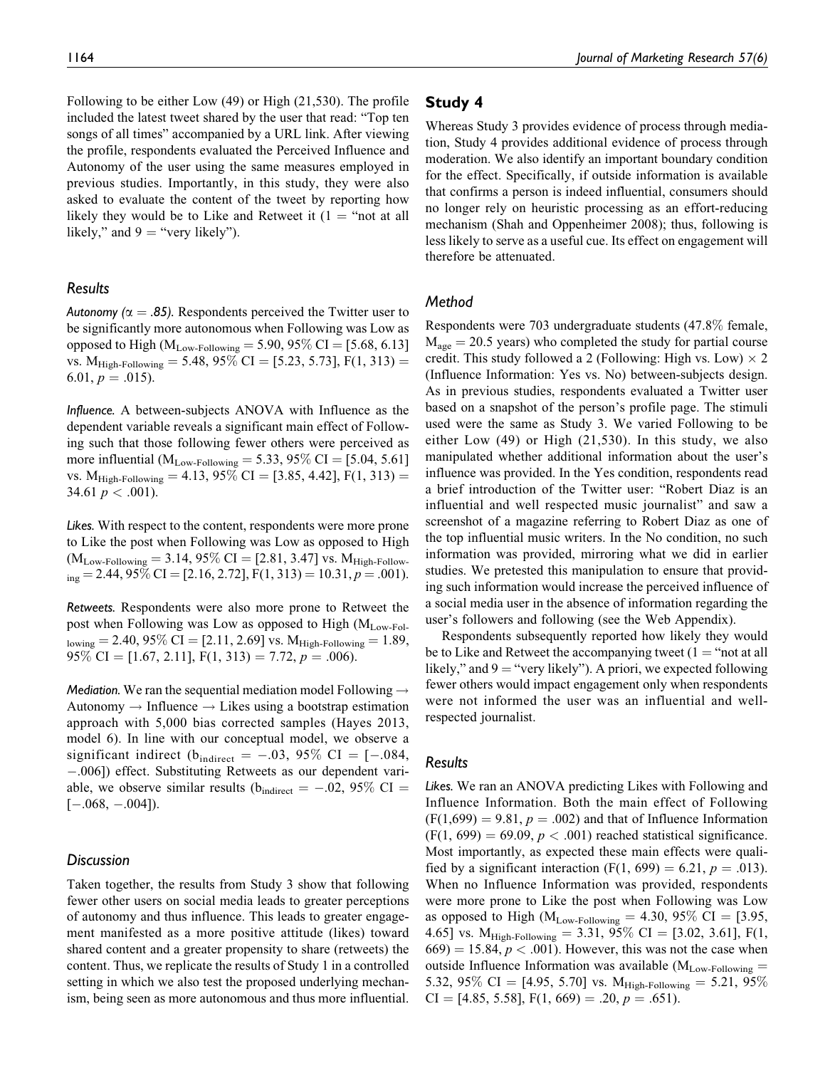Following to be either Low (49) or High (21,530). The profile included the latest tweet shared by the user that read: "Top ten songs of all times" accompanied by a URL link. After viewing the profile, respondents evaluated the Perceived Influence and Autonomy of the user using the same measures employed in previous studies. Importantly, in this study, they were also asked to evaluate the content of the tweet by reporting how likely they would be to Like and Retweet it (1 = "not at all likely," and 9 = "very likely").

### Results

*Autonomy ($\alpha = .85$).* Respondents perceived the Twitter user to be significantly more autonomous when Following was Low as opposed to High ($M_{\text{Low-Following}} = 5.90$, 95% CI = [5.68, 6.13] vs. $M_{\text{High-Following}} = 5.48$, 95% CI = [5.23, 5.73], $F(1, 313) = 6.01$, $p = .015$).

*Influence.* A between-subjects ANOVA with Influence as the dependent variable reveals a significant main effect of Following such that those following fewer others were perceived as more influential ($M_{\text{Low-Following}} = 5.33$, 95% CI = [5.04, 5.61] vs. $M_{\text{High-Following}} = 4.13$, 95% CI = [3.85, 4.42], $F(1, 313) = 34.61$ $p < .001$).

*Likes.* With respect to the content, respondents were more prone to Like the post when Following was Low as opposed to High ($M_{\text{Low-Following}} = 3.14$, 95% CI = [2.81, 3.47] vs. $M_{\text{High-Following}} = 2.44$, 95% CI = [2.16, 2.72], $F(1, 313) = 10.31$, $p = .001$).

*Retweets.* Respondents were also more prone to Retweet the post when Following was Low as opposed to High ($M_{\text{Low-Following}} = 2.40$, 95% CI = [2.11, 2.69] vs. $M_{\text{High-Following}} = 1.89$, 95% CI = [1.67, 2.11], $F(1, 313) = 7.72$, $p = .006$).

*Mediation.* We ran the sequential mediation model Following → Autonomy → Influence → Likes using a bootstrap estimation approach with 5,000 bias corrected samples (Hayes 2013, model 6). In line with our conceptual model, we observe a significant indirect ($b_{\text{indirect}} = -.03$, 95% CI = [−.084, −.006]) effect. Substituting Retweets as our dependent variable, we observe similar results ($b_{\text{indirect}} = -.02$, 95% CI = [−.068, −.004]).

### Discussion

Taken together, the results from Study 3 show that following fewer other users on social media leads to greater perceptions of autonomy and thus influence. This leads to greater engagement manifested as a more positive attitude (likes) toward shared content and a greater propensity to share (retweets) the content. Thus, we replicate the results of Study 1 in a controlled setting in which we also test the proposed underlying mechanism, being seen as more autonomous and thus more influential.

## Study 4

Whereas Study 3 provides evidence of process through mediation, Study 4 provides additional evidence of process through moderation. We also identify an important boundary condition for the effect. Specifically, if outside information is available that confirms a person is indeed influential, consumers should no longer rely on heuristic processing as an effort-reducing mechanism (Shah and Oppenheimer 2008); thus, following is less likely to serve as a useful cue. Its effect on engagement will therefore be attenuated.

### Method

Respondents were 703 undergraduate students (47.8% female, $M_{\text{age}} = 20.5$ years) who completed the study for partial course credit. This study followed a 2 (Following: High vs. Low) × 2 (Influence Information: Yes vs. No) between-subjects design. As in previous studies, respondents evaluated a Twitter user based on a snapshot of the person's profile page. The stimuli used were the same as Study 3. We varied Following to be either Low (49) or High (21,530). In this study, we also manipulated whether additional information about the user's influence was provided. In the Yes condition, respondents read a brief introduction of the Twitter user: "Robert Diaz is an influential and well respected music journalist" and saw a screenshot of a magazine referring to Robert Diaz as one of the top influential music writers. In the No condition, no such information was provided, mirroring what we did in earlier studies. We pretested this manipulation to ensure that providing such information would increase the perceived influence of a social media user in the absence of information regarding the user's followers and following (see the Web Appendix).

Respondents subsequently reported how likely they would be to Like and Retweet the accompanying tweet (1 = "not at all likely," and 9 = "very likely"). A priori, we expected following fewer others would impact engagement only when respondents were not informed the user was an influential and well-respected journalist.

### Results

*Likes.* We ran an ANOVA predicting Likes with Following and Influence Information. Both the main effect of Following ($F(1,699) = 9.81$, $p = .002$) and that of Influence Information ($F(1, 699) = 69.09$, $p < .001$) reached statistical significance. Most importantly, as expected these main effects were qualified by a significant interaction ($F(1, 699) = 6.21$, $p = .013$). When no Influence Information was provided, respondents were more prone to Like the post when Following was Low as opposed to High ($M_{\text{Low-Following}} = 4.30$, 95% CI = [3.95, 4.65] vs. $M_{\text{High-Following}} = 3.31$, 95% CI = [3.02, 3.61], $F(1, 669) = 15.84$, $p < .001$). However, this was not the case when outside Influence Information was available ($M_{\text{Low-Following}} = 5.32$, 95% CI = [4.95, 5.70] vs. $M_{\text{High-Following}} = 5.21$, 95% CI = [4.85, 5.58], $F(1, 669) = .20$, $p = .651$).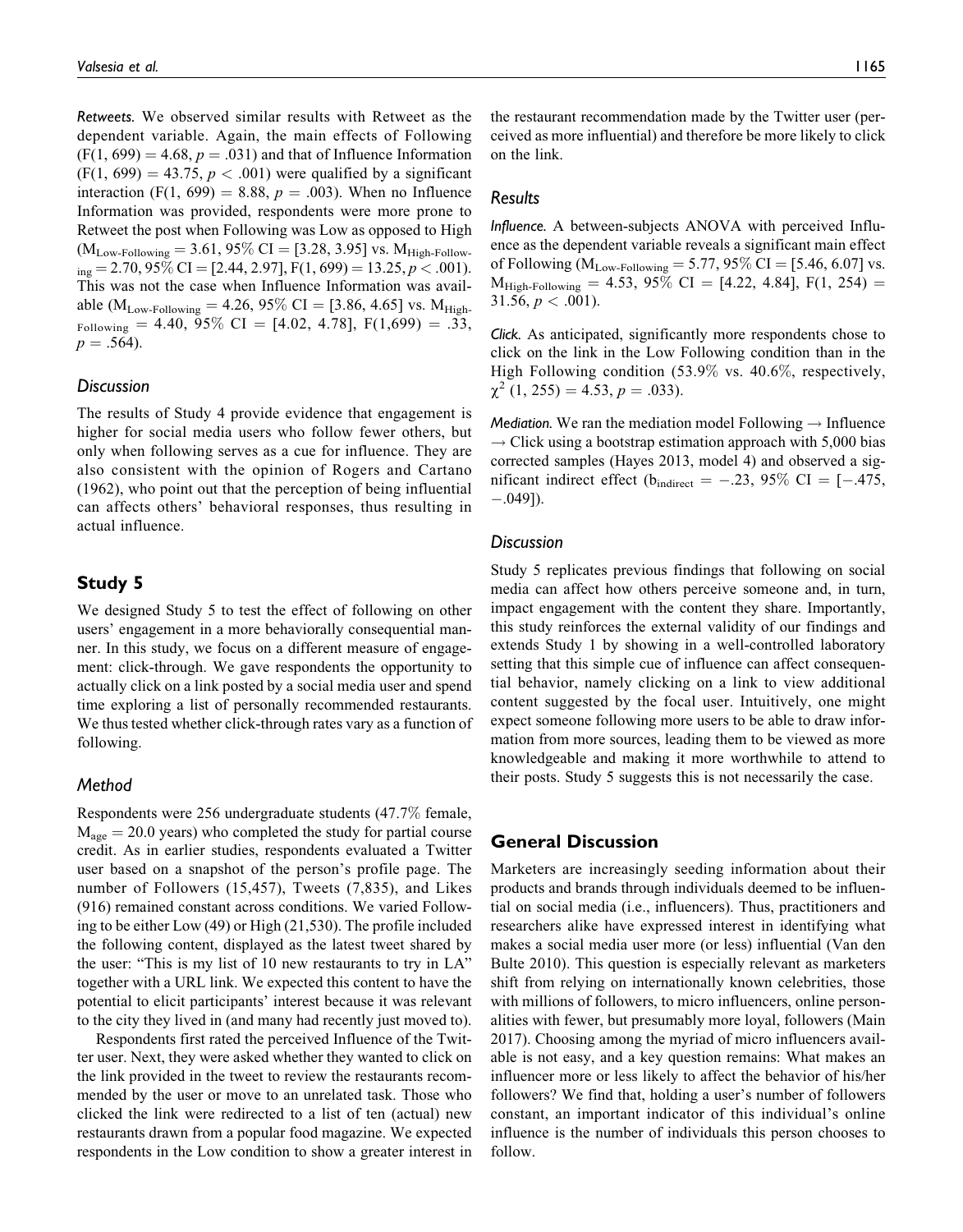*Retweets.* We observed similar results with Retweet as the dependent variable. Again, the main effects of Following ($F(1, 699) = 4.68$, $p = .031$) and that of Influence Information ($F(1, 699) = 43.75$, $p < .001$) were qualified by a significant interaction ($F(1, 699) = 8.88$, $p = .003$). When no Influence Information was provided, respondents were more prone to Retweet the post when Following was Low as opposed to High ($M_{\text{Low-Following}} = 3.61$, 95% CI = [3.28, 3.95] vs. $M_{\text{High-Following}} = 2.70$, 95% CI = [2.44, 2.97], $F(1, 699) = 13.25$, $p < .001$). This was not the case when Influence Information was available ($M_{\text{Low-Following}} = 4.26$, 95% CI = [3.86, 4.65] vs. $M_{\text{High-Following}} = 4.40$, 95% CI = [4.02, 4.78], $F(1,699) = .33$, $p = .564$).

### Discussion

The results of Study 4 provide evidence that engagement is higher for social media users who follow fewer others, but only when following serves as a cue for influence. They are also consistent with the opinion of Rogers and Cartano (1962), who point out that the perception of being influential can affects others' behavioral responses, thus resulting in actual influence.

## Study 5

We designed Study 5 to test the effect of following on other users' engagement in a more behaviorally consequential manner. In this study, we focus on a different measure of engagement: click-through. We gave respondents the opportunity to actually click on a link posted by a social media user and spend time exploring a list of personally recommended restaurants. We thus tested whether click-through rates vary as a function of following.

### Method

Respondents were 256 undergraduate students (47.7% female, $M_{\text{age}} = 20.0$ years) who completed the study for partial course credit. As in earlier studies, respondents evaluated a Twitter user based on a snapshot of the person's profile page. The number of Followers (15,457), Tweets (7,835), and Likes (916) remained constant across conditions. We varied Following to be either Low (49) or High (21,530). The profile included the following content, displayed as the latest tweet shared by the user: "This is my list of 10 new restaurants to try in LA" together with a URL link. We expected this content to have the potential to elicit participants' interest because it was relevant to the city they lived in (and many had recently just moved to).

Respondents first rated the perceived Influence of the Twitter user. Next, they were asked whether they wanted to click on the link provided in the tweet to review the restaurants recommended by the user or move to an unrelated task. Those who clicked the link were redirected to a list of ten (actual) new restaurants drawn from a popular food magazine. We expected respondents in the Low condition to show a greater interest in the restaurant recommendation made by the Twitter user (perceived as more influential) and therefore be more likely to click on the link.

### Results

*Influence.* A between-subjects ANOVA with perceived Influence as the dependent variable reveals a significant main effect of Following ($M_{\text{Low-Following}} = 5.77$, 95% CI = [5.46, 6.07] vs. $M_{\text{High-Following}} = 4.53$, 95% CI = [4.22, 4.84], $F(1, 254) = 31.56$, $p < .001$).

*Click.* As anticipated, significantly more respondents chose to click on the link in the Low Following condition than in the High Following condition (53.9% vs. 40.6%, respectively, $\chi^2$ (1, 255) = 4.53, $p = .033$).

*Mediation.* We ran the mediation model Following → Influence → Click using a bootstrap estimation approach with 5,000 bias corrected samples (Hayes 2013, model 4) and observed a significant indirect effect ($b_{\text{indirect}} = -.23$, 95% CI = [−.475, −.049]).

### Discussion

Study 5 replicates previous findings that following on social media can affect how others perceive someone and, in turn, impact engagement with the content they share. Importantly, this study reinforces the external validity of our findings and extends Study 1 by showing in a well-controlled laboratory setting that this simple cue of influence can affect consequential behavior, namely clicking on a link to view additional content suggested by the focal user. Intuitively, one might expect someone following more users to be able to draw information from more sources, leading them to be viewed as more knowledgeable and making it more worthwhile to attend to their posts. Study 5 suggests this is not necessarily the case.

## General Discussion

Marketers are increasingly seeding information about their products and brands through individuals deemed to be influential on social media (i.e., influencers). Thus, practitioners and researchers alike have expressed interest in identifying what makes a social media user more (or less) influential (Van den Bulte 2010). This question is especially relevant as marketers shift from relying on internationally known celebrities, those with millions of followers, to micro influencers, online personalities with fewer, but presumably more loyal, followers (Main 2017). Choosing among the myriad of micro influencers available is not easy, and a key question remains: What makes an influencer more or less likely to affect the behavior of his/her followers? We find that, holding a user's number of followers constant, an important indicator of this individual's online influence is the number of individuals this person chooses to follow.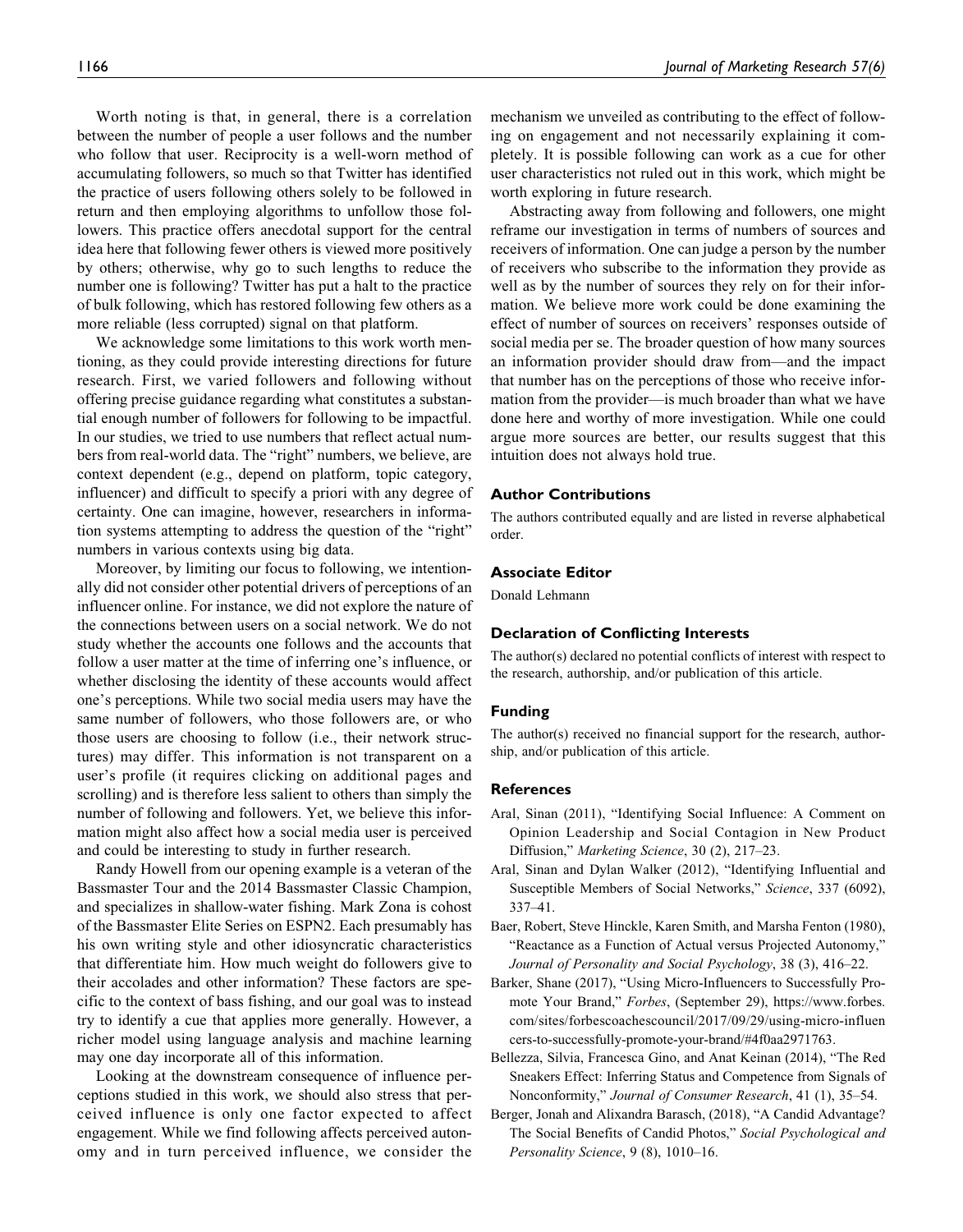Worth noting is that, in general, there is a correlation between the number of people a user follows and the number who follow that user. Reciprocity is a well-worn method of accumulating followers, so much so that Twitter has identified the practice of users following others solely to be followed in return and then employing algorithms to unfollow those followers. This practice offers anecdotal support for the central idea here that following fewer others is viewed more positively by others; otherwise, why go to such lengths to reduce the number one is following? Twitter has put a halt to the practice of bulk following, which has restored following few others as a more reliable (less corrupted) signal on that platform.

We acknowledge some limitations to this work worth mentioning, as they could provide interesting directions for future research. First, we varied followers and following without offering precise guidance regarding what constitutes a substantial enough number of followers for following to be impactful. In our studies, we tried to use numbers that reflect actual numbers from real-world data. The "right" numbers, we believe, are context dependent (e.g., depend on platform, topic category, influencer) and difficult to specify a priori with any degree of certainty. One can imagine, however, researchers in information systems attempting to address the question of the "right" numbers in various contexts using big data.

Moreover, by limiting our focus to following, we intentionally did not consider other potential drivers of perceptions of an influencer online. For instance, we did not explore the nature of the connections between users on a social network. We do not study whether the accounts one follows and the accounts that follow a user matter at the time of inferring one's influence, or whether disclosing the identity of these accounts would affect one's perceptions. While two social media users may have the same number of followers, who those followers are, or who those users are choosing to follow (i.e., their network structures) may differ. This information is not transparent on a user's profile (it requires clicking on additional pages and scrolling) and is therefore less salient to others than simply the number of following and followers. Yet, we believe this information might also affect how a social media user is perceived and could be interesting to study in further research.

Randy Howell from our opening example is a veteran of the Bassmaster Tour and the 2014 Bassmaster Classic Champion, and specializes in shallow-water fishing. Mark Zona is cohost of the Bassmaster Elite Series on ESPN2. Each presumably has his own writing style and other idiosyncratic characteristics that differentiate him. How much weight do followers give to their accolades and other information? These factors are specific to the context of bass fishing, and our goal was to instead try to identify a cue that applies more generally. However, a richer model using language analysis and machine learning may one day incorporate all of this information.

Looking at the downstream consequence of influence perceptions studied in this work, we should also stress that perceived influence is only one factor expected to affect engagement. While we find following affects perceived autonomy and in turn perceived influence, we consider the mechanism we unveiled as contributing to the effect of following on engagement and not necessarily explaining it completely. It is possible following can work as a cue for other user characteristics not ruled out in this work, which might be worth exploring in future research.

Abstracting away from following and followers, one might reframe our investigation in terms of numbers of sources and receivers of information. One can judge a person by the number of receivers who subscribe to the information they provide as well as by the number of sources they rely on for their information. We believe more work could be done examining the effect of number of sources on receivers' responses outside of social media per se. The broader question of how many sources an information provider should draw from—and the impact that number has on the perceptions of those who receive information from the provider—is much broader than what we have done here and worthy of more investigation. While one could argue more sources are better, our results suggest that this intuition does not always hold true.

## Author Contributions

The authors contributed equally and are listed in reverse alphabetical order.

## Associate Editor

Donald Lehmann

## Declaration of Conflicting Interests

The author(s) declared no potential conflicts of interest with respect to the research, authorship, and/or publication of this article.

## Funding

The author(s) received no financial support for the research, authorship, and/or publication of this article.

## References

Aral, Sinan (2011), "Identifying Social Influence: A Comment on Opinion Leadership and Social Contagion in New Product Diffusion," *Marketing Science*, 30 (2), 217–23.

Aral, Sinan and Dylan Walker (2012), "Identifying Influential and Susceptible Members of Social Networks," *Science*, 337 (6092), 337–41.

Baer, Robert, Steve Hinckle, Karen Smith, and Marsha Fenton (1980), "Reactance as a Function of Actual versus Projected Autonomy," *Journal of Personality and Social Psychology*, 38 (3), 416–22.

Barker, Shane (2017), "Using Micro-Influencers to Successfully Promote Your Brand," *Forbes*, (September 29), https://www.forbes.com/sites/forbescoachescouncil/2017/09/29/using-micro-influencers-to-successfully-promote-your-brand/#4f0aa2971763.

Bellezza, Silvia, Francesca Gino, and Anat Keinan (2014), "The Red Sneakers Effect: Inferring Status and Competence from Signals of Nonconformity," *Journal of Consumer Research*, 41 (1), 35–54.

Berger, Jonah and Alixandra Barasch, (2018), "A Candid Advantage? The Social Benefits of Candid Photos," *Social Psychological and Personality Science*, 9 (8), 1010–16.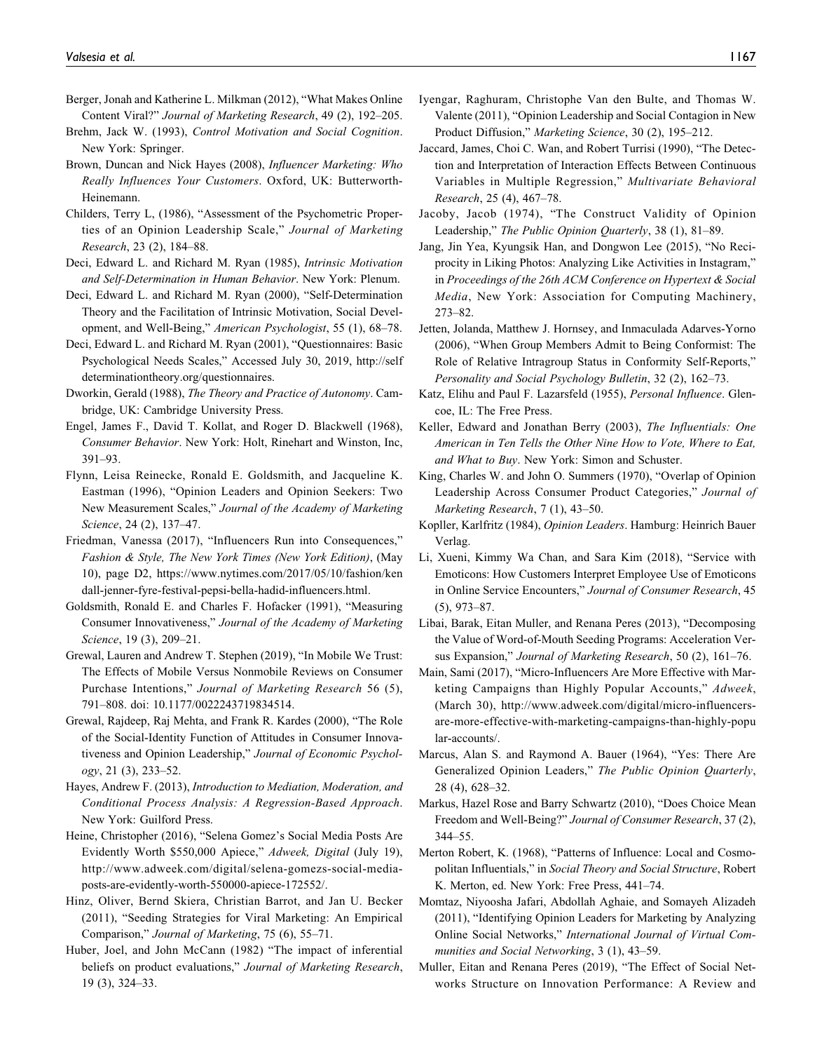Berger, Jonah and Katherine L. Milkman (2012), "What Makes Online Content Viral?" *Journal of Marketing Research*, 49 (2), 192–205.

Brehm, Jack W. (1993), *Control Motivation and Social Cognition*. New York: Springer.

Brown, Duncan and Nick Hayes (2008), *Influencer Marketing: Who Really Influences Your Customers*. Oxford, UK: Butterworth-Heinemann.

Childers, Terry L, (1986), "Assessment of the Psychometric Properties of an Opinion Leadership Scale," *Journal of Marketing Research*, 23 (2), 184–88.

Deci, Edward L. and Richard M. Ryan (1985), *Intrinsic Motivation and Self-Determination in Human Behavior*. New York: Plenum.

Deci, Edward L. and Richard M. Ryan (2000), "Self-Determination Theory and the Facilitation of Intrinsic Motivation, Social Development, and Well-Being," *American Psychologist*, 55 (1), 68–78.

Deci, Edward L. and Richard M. Ryan (2001), "Questionnaires: Basic Psychological Needs Scales," Accessed July 30, 2019, http://selfdeterminationtheory.org/questionnaires.

Dworkin, Gerald (1988), *The Theory and Practice of Autonomy*. Cambridge, UK: Cambridge University Press.

Engel, James F., David T. Kollat, and Roger D. Blackwell (1968), *Consumer Behavior*. New York: Holt, Rinehart and Winston, Inc, 391–93.

Flynn, Leisa Reinecke, Ronald E. Goldsmith, and Jacqueline K. Eastman (1996), "Opinion Leaders and Opinion Seekers: Two New Measurement Scales," *Journal of the Academy of Marketing Science*, 24 (2), 137–47.

Friedman, Vanessa (2017), "Influencers Run into Consequences," *Fashion & Style, The New York Times (New York Edition)*, (May 10), page D2, https://www.nytimes.com/2017/05/10/fashion/kendall-jenner-fyre-festival-pepsi-bella-hadid-influencers.html.

Goldsmith, Ronald E. and Charles F. Hofacker (1991), "Measuring Consumer Innovativeness," *Journal of the Academy of Marketing Science*, 19 (3), 209–21.

Grewal, Lauren and Andrew T. Stephen (2019), "In Mobile We Trust: The Effects of Mobile Versus Nonmobile Reviews on Consumer Purchase Intentions," *Journal of Marketing Research* 56 (5), 791–808. doi: 10.1177/0022243719834514.

Grewal, Rajdeep, Raj Mehta, and Frank R. Kardes (2000), "The Role of the Social-Identity Function of Attitudes in Consumer Innovativeness and Opinion Leadership," *Journal of Economic Psychology*, 21 (3), 233–52.

Hayes, Andrew F. (2013), *Introduction to Mediation, Moderation, and Conditional Process Analysis: A Regression-Based Approach*. New York: Guilford Press.

Heine, Christopher (2016), "Selena Gomez's Social Media Posts Are Evidently Worth $550,000 Apiece," *Adweek, Digital* (July 19), http://www.adweek.com/digital/selena-gomezs-social-media-posts-are-evidently-worth-550000-apiece-172552/.

Hinz, Oliver, Bernd Skiera, Christian Barrot, and Jan U. Becker (2011), "Seeding Strategies for Viral Marketing: An Empirical Comparison," *Journal of Marketing*, 75 (6), 55–71.

Huber, Joel, and John McCann (1982) "The impact of inferential beliefs on product evaluations," *Journal of Marketing Research*, 19 (3), 324–33.

Iyengar, Raghuram, Christophe Van den Bulte, and Thomas W. Valente (2011), "Opinion Leadership and Social Contagion in New Product Diffusion," *Marketing Science*, 30 (2), 195–212.

Jaccard, James, Choi C. Wan, and Robert Turrisi (1990), "The Detection and Interpretation of Interaction Effects Between Continuous Variables in Multiple Regression," *Multivariate Behavioral Research*, 25 (4), 467–78.

Jacoby, Jacob (1974), "The Construct Validity of Opinion Leadership," *The Public Opinion Quarterly*, 38 (1), 81–89.

Jang, Jin Yea, Kyungsik Han, and Dongwon Lee (2015), "No Reciprocity in Liking Photos: Analyzing Like Activities in Instagram," in *Proceedings of the 26th ACM Conference on Hypertext & Social Media*, New York: Association for Computing Machinery, 273–82.

Jetten, Jolanda, Matthew J. Hornsey, and Inmaculada Adarves-Yorno (2006), "When Group Members Admit to Being Conformist: The Role of Relative Intragroup Status in Conformity Self-Reports," *Personality and Social Psychology Bulletin*, 32 (2), 162–73.

Katz, Elihu and Paul F. Lazarsfeld (1955), *Personal Influence*. Glencoe, IL: The Free Press.

Keller, Edward and Jonathan Berry (2003), *The Influentials: One American in Ten Tells the Other Nine How to Vote, Where to Eat, and What to Buy*. New York: Simon and Schuster.

King, Charles W. and John O. Summers (1970), "Overlap of Opinion Leadership Across Consumer Product Categories," *Journal of Marketing Research*, 7 (1), 43–50.

Koppler, Karlfritz (1984), *Opinion Leaders*. Hamburg: Heinrich Bauer Verlag.

Li, Xueni, Kimmy Wa Chan, and Sara Kim (2018), "Service with Emoticons: How Customers Interpret Employee Use of Emoticons in Online Service Encounters," *Journal of Consumer Research*, 45 (5), 973–87.

Libai, Barak, Eitan Muller, and Renana Peres (2013), "Decomposing the Value of Word-of-Mouth Seeding Programs: Acceleration Versus Expansion," *Journal of Marketing Research*, 50 (2), 161–76.

Main, Sami (2017), "Micro-Influencers Are More Effective with Marketing Campaigns than Highly Popular Accounts," *Adweek*, (March 30), http://www.adweek.com/digital/micro-influencers-are-more-effective-with-marketing-campaigns-than-highly-popular-accounts/.

Marcus, Alan S. and Raymond A. Bauer (1964), "Yes: There Are Generalized Opinion Leaders," *The Public Opinion Quarterly*, 28 (4), 628–32.

Markus, Hazel Rose and Barry Schwartz (2010), "Does Choice Mean Freedom and Well-Being?" *Journal of Consumer Research*, 37 (2), 344–55.

Merton Robert, K. (1968), "Patterns of Influence: Local and Cosmopolitan Influentials," in *Social Theory and Social Structure*, Robert K. Merton, ed. New York: Free Press, 441–74.

Momtaz, Niyoosha Jafari, Abdollah Aghaie, and Somayeh Alizadeh (2011), "Identifying Opinion Leaders for Marketing by Analyzing Online Social Networks," *International Journal of Virtual Communities and Social Networking*, 3 (1), 43–59.

Muller, Eitan and Renana Peres (2019), "The Effect of Social Networks Structure on Innovation Performance: A Review and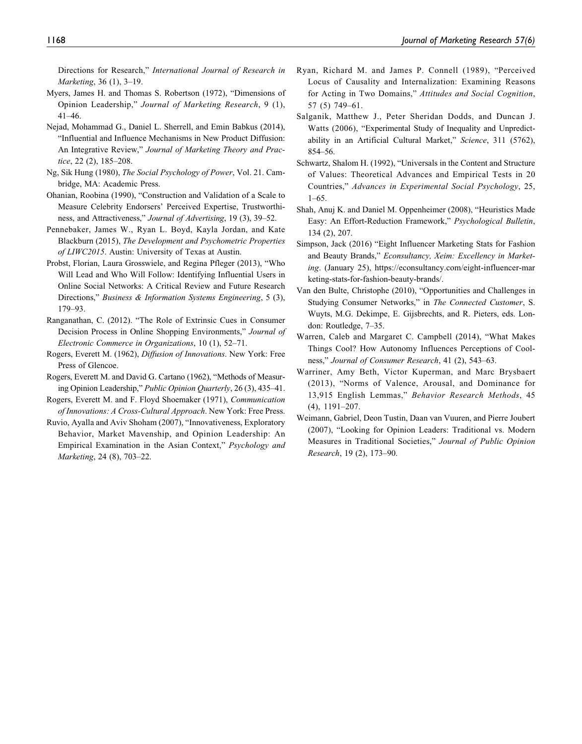Directions for Research," *International Journal of Research in Marketing*, 36 (1), 3–19.

Myers, James H. and Thomas S. Robertson (1972), "Dimensions of Opinion Leadership," *Journal of Marketing Research*, 9 (1), 41–46.

Nejad, Mohammad G., Daniel L. Sherrell, and Emin Babkus (2014), "Influential and Influence Mechanisms in New Product Diffusion: An Integrative Review," *Journal of Marketing Theory and Practice*, 22 (2), 185–208.

Ng, Sik Hung (1980), *The Social Psychology of Power*, Vol. 21. Cambridge, MA: Academic Press.

Ohanian, Roobina (1990), "Construction and Validation of a Scale to Measure Celebrity Endorsers' Perceived Expertise, Trustworthiness, and Attractiveness," *Journal of Advertising*, 19 (3), 39–52.

Pennebaker, James W., Ryan L. Boyd, Kayla Jordan, and Kate Blackburn (2015), *The Development and Psychometric Properties of LIWC2015*. Austin: University of Texas at Austin.

Probst, Florian, Laura Grosswiele, and Regina Pfleger (2013), "Who Will Lead and Who Will Follow: Identifying Influential Users in Online Social Networks: A Critical Review and Future Research Directions," *Business & Information Systems Engineering*, 5 (3), 179–93.

Ranganathan, C. (2012). "The Role of Extrinsic Cues in Consumer Decision Process in Online Shopping Environments," *Journal of Electronic Commerce in Organizations*, 10 (1), 52–71.

Rogers, Everett M. (1962), *Diffusion of Innovations*. New York: Free Press of Glencoe.

Rogers, Everett M. and David G. Cartano (1962), "Methods of Measuring Opinion Leadership," *Public Opinion Quarterly*, 26 (3), 435–41.

Rogers, Everett M. and F. Floyd Shoemaker (1971), *Communication of Innovations: A Cross-Cultural Approach*. New York: Free Press.

Ruvio, Ayalla and Aviv Shoham (2007), "Innovativeness, Exploratory Behavior, Market Mavenship, and Opinion Leadership: An Empirical Examination in the Asian Context," *Psychology and Marketing*, 24 (8), 703–22.

Ryan, Richard M. and James P. Connell (1989), "Perceived Locus of Causality and Internalization: Examining Reasons for Acting in Two Domains," *Attitudes and Social Cognition*, 57 (5) 749–61.

Salganik, Matthew J., Peter Sheridan Dodds, and Duncan J. Watts (2006), "Experimental Study of Inequality and Unpredictability in an Artificial Cultural Market," *Science*, 311 (5762), 854–56.

Schwartz, Shalom H. (1992), "Universals in the Content and Structure of Values: Theoretical Advances and Empirical Tests in 20 Countries," *Advances in Experimental Social Psychology*, 25, 1–65.

Shah, Anuj K. and Daniel M. Oppenheimer (2008), "Heuristics Made Easy: An Effort-Reduction Framework," *Psychological Bulletin*, 134 (2), 207.

Simpson, Jack (2016) "Eight Influencer Marketing Stats for Fashion and Beauty Brands," *Econsultancy, Xeim: Excellency in Marketing*. (January 25), https://econsultancy.com/eight-influencer-marketing-stats-for-fashion-beauty-brands/.

Van den Bulte, Christophe (2010), "Opportunities and Challenges in Studying Consumer Networks," in *The Connected Customer*, S. Wuyts, M.G. Dekimpe, E. Gijsbrechts, and R. Pieters, eds. London: Routledge, 7–35.

Warren, Caleb and Margaret C. Campbell (2014), "What Makes Things Cool? How Autonomy Influences Perceptions of Coolness," *Journal of Consumer Research*, 41 (2), 543–63.

Warriner, Amy Beth, Victor Kuperman, and Marc Brysbaert (2013), "Norms of Valence, Arousal, and Dominance for 13,915 English Lemmas," *Behavior Research Methods*, 45 (4), 1191–207.

Weimann, Gabriel, Deon Tustin, Daan van Vuuren, and Pierre Joubert (2007), "Looking for Opinion Leaders: Traditional vs. Modern Measures in Traditional Societies," *Journal of Public Opinion Research*, 19 (2), 173–90.